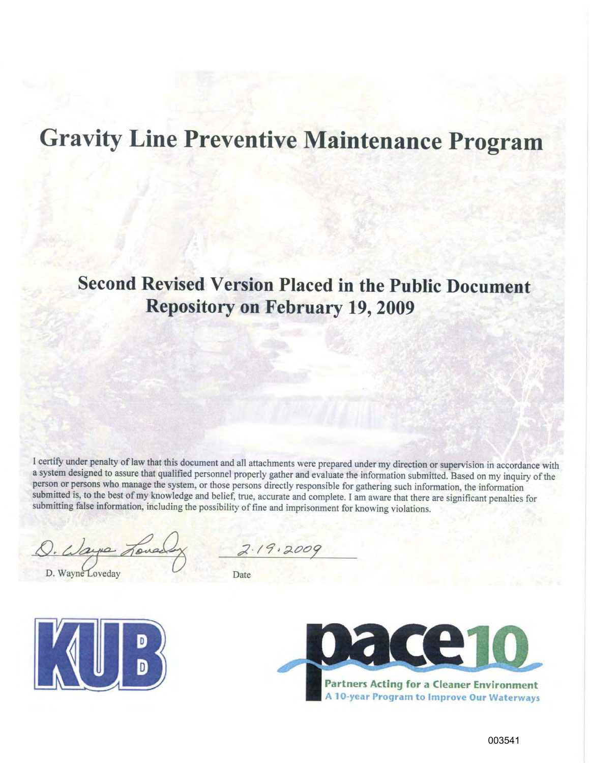# Gravity Line Preventive Maintenance Program

## Second Revised Version Placed in the Public Document Repository on February 19, 2009

I certify under penalty of law that this document and all attachments were prepared under my direction or supervision in accordance with a system designed to assure that qualified personnel properly gather and evaluate the information submitted. Based on my inquiry of the person or persons who manage the system, or those persons directly responsible for gathering such information, the information submitted is, to the best of my knowledge and belief, true, accurate and complete. I am aware that there are significant penalties for submitting false information, including the possibility of fine and imprisonment for knowing violations.

D. Wayne Loveday — 2.19.2009

D. Wayne Loveday — Date

KUB

pace10
Partners Acting for a Cleaner Environment
A 10-year Program to Improve Our Waterways

003541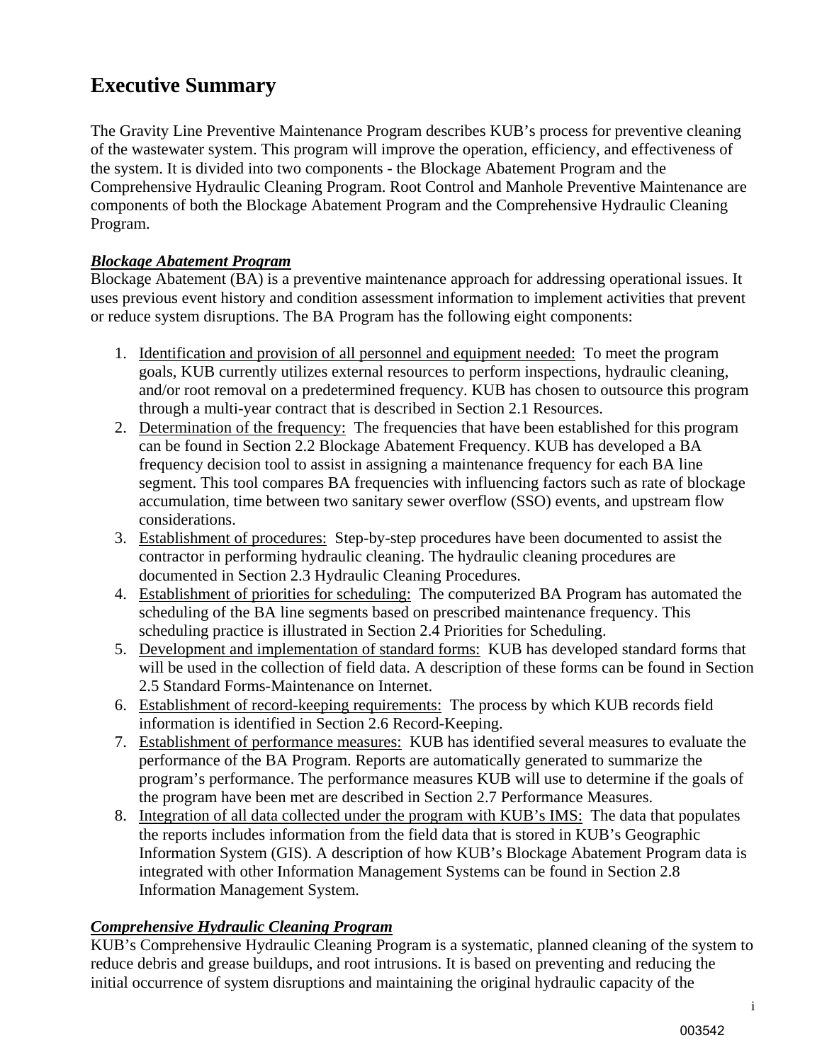# Executive Summary

The Gravity Line Preventive Maintenance Program describes KUB's process for preventive cleaning of the wastewater system. This program will improve the operation, efficiency, and effectiveness of the system. It is divided into two components - the Blockage Abatement Program and the Comprehensive Hydraulic Cleaning Program. Root Control and Manhole Preventive Maintenance are components of both the Blockage Abatement Program and the Comprehensive Hydraulic Cleaning Program.

***Blockage Abatement Program***

Blockage Abatement (BA) is a preventive maintenance approach for addressing operational issues. It uses previous event history and condition assessment information to implement activities that prevent or reduce system disruptions. The BA Program has the following eight components:

1. Identification and provision of all personnel and equipment needed: To meet the program goals, KUB currently utilizes external resources to perform inspections, hydraulic cleaning, and/or root removal on a predetermined frequency. KUB has chosen to outsource this program through a multi-year contract that is described in Section 2.1 Resources.
2. Determination of the frequency: The frequencies that have been established for this program can be found in Section 2.2 Blockage Abatement Frequency. KUB has developed a BA frequency decision tool to assist in assigning a maintenance frequency for each BA line segment. This tool compares BA frequencies with influencing factors such as rate of blockage accumulation, time between two sanitary sewer overflow (SSO) events, and upstream flow considerations.
3. Establishment of procedures: Step-by-step procedures have been documented to assist the contractor in performing hydraulic cleaning. The hydraulic cleaning procedures are documented in Section 2.3 Hydraulic Cleaning Procedures.
4. Establishment of priorities for scheduling: The computerized BA Program has automated the scheduling of the BA line segments based on prescribed maintenance frequency. This scheduling practice is illustrated in Section 2.4 Priorities for Scheduling.
5. Development and implementation of standard forms: KUB has developed standard forms that will be used in the collection of field data. A description of these forms can be found in Section 2.5 Standard Forms-Maintenance on Internet.
6. Establishment of record-keeping requirements: The process by which KUB records field information is identified in Section 2.6 Record-Keeping.
7. Establishment of performance measures: KUB has identified several measures to evaluate the performance of the BA Program. Reports are automatically generated to summarize the program's performance. The performance measures KUB will use to determine if the goals of the program have been met are described in Section 2.7 Performance Measures.
8. Integration of all data collected under the program with KUB's IMS: The data that populates the reports includes information from the field data that is stored in KUB's Geographic Information System (GIS). A description of how KUB's Blockage Abatement Program data is integrated with other Information Management Systems can be found in Section 2.8 Information Management System.

***Comprehensive Hydraulic Cleaning Program***

KUB's Comprehensive Hydraulic Cleaning Program is a systematic, planned cleaning of the system to reduce debris and grease buildups, and root intrusions. It is based on preventing and reducing the initial occurrence of system disruptions and maintaining the original hydraulic capacity of the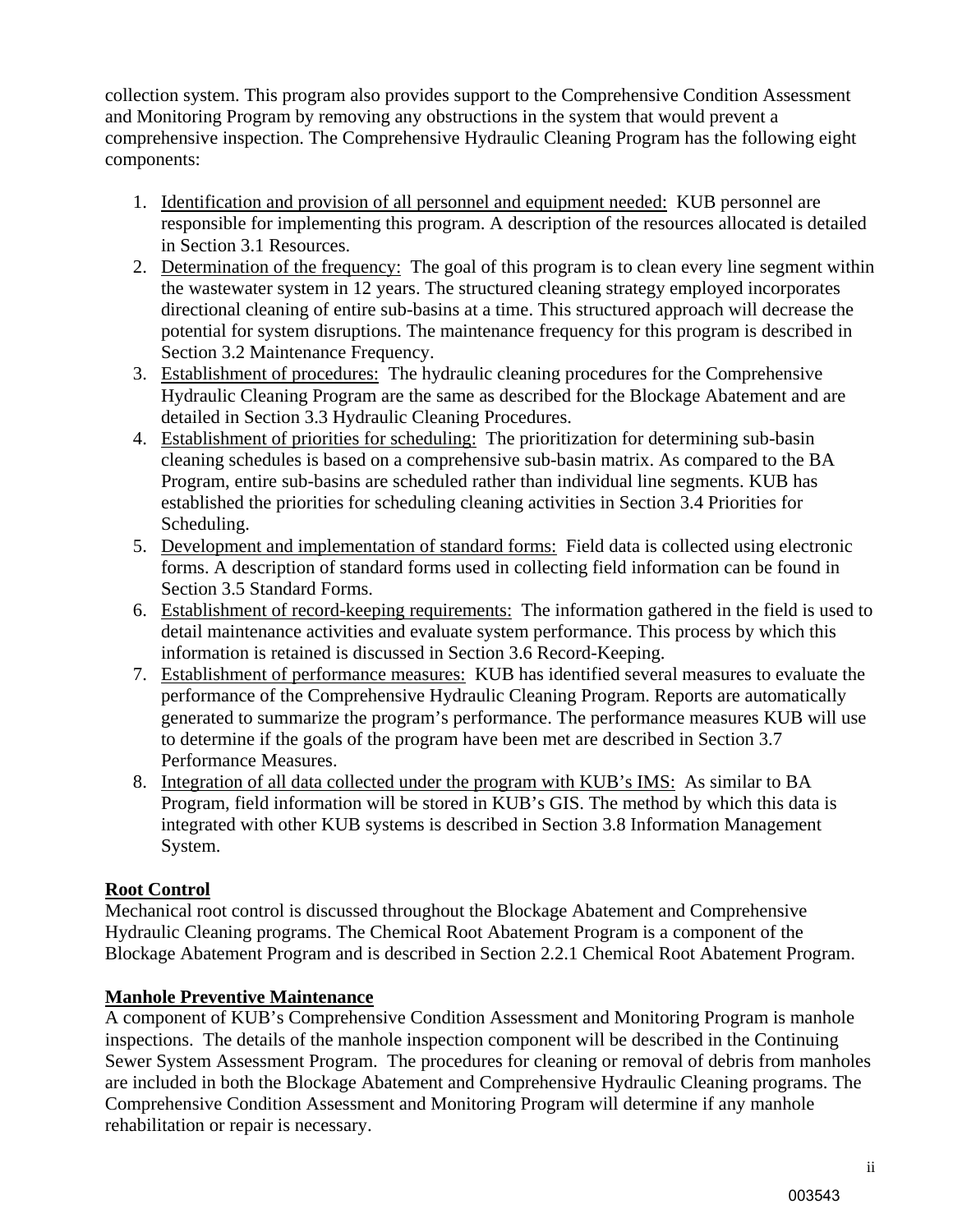collection system. This program also provides support to the Comprehensive Condition Assessment and Monitoring Program by removing any obstructions in the system that would prevent a comprehensive inspection. The Comprehensive Hydraulic Cleaning Program has the following eight components:

1. Identification and provision of all personnel and equipment needed: KUB personnel are responsible for implementing this program. A description of the resources allocated is detailed in Section 3.1 Resources.
2. Determination of the frequency: The goal of this program is to clean every line segment within the wastewater system in 12 years. The structured cleaning strategy employed incorporates directional cleaning of entire sub-basins at a time. This structured approach will decrease the potential for system disruptions. The maintenance frequency for this program is described in Section 3.2 Maintenance Frequency.
3. Establishment of procedures: The hydraulic cleaning procedures for the Comprehensive Hydraulic Cleaning Program are the same as described for the Blockage Abatement and are detailed in Section 3.3 Hydraulic Cleaning Procedures.
4. Establishment of priorities for scheduling: The prioritization for determining sub-basin cleaning schedules is based on a comprehensive sub-basin matrix. As compared to the BA Program, entire sub-basins are scheduled rather than individual line segments. KUB has established the priorities for scheduling cleaning activities in Section 3.4 Priorities for Scheduling.
5. Development and implementation of standard forms: Field data is collected using electronic forms. A description of standard forms used in collecting field information can be found in Section 3.5 Standard Forms.
6. Establishment of record-keeping requirements: The information gathered in the field is used to detail maintenance activities and evaluate system performance. This process by which this information is retained is discussed in Section 3.6 Record-Keeping.
7. Establishment of performance measures: KUB has identified several measures to evaluate the performance of the Comprehensive Hydraulic Cleaning Program. Reports are automatically generated to summarize the program's performance. The performance measures KUB will use to determine if the goals of the program have been met are described in Section 3.7 Performance Measures.
8. Integration of all data collected under the program with KUB's IMS: As similar to BA Program, field information will be stored in KUB's GIS. The method by which this data is integrated with other KUB systems is described in Section 3.8 Information Management System.

**Root Control**

Mechanical root control is discussed throughout the Blockage Abatement and Comprehensive Hydraulic Cleaning programs. The Chemical Root Abatement Program is a component of the Blockage Abatement Program and is described in Section 2.2.1 Chemical Root Abatement Program.

**Manhole Preventive Maintenance**

A component of KUB's Comprehensive Condition Assessment and Monitoring Program is manhole inspections. The details of the manhole inspection component will be described in the Continuing Sewer System Assessment Program. The procedures for cleaning or removal of debris from manholes are included in both the Blockage Abatement and Comprehensive Hydraulic Cleaning programs. The Comprehensive Condition Assessment and Monitoring Program will determine if any manhole rehabilitation or repair is necessary.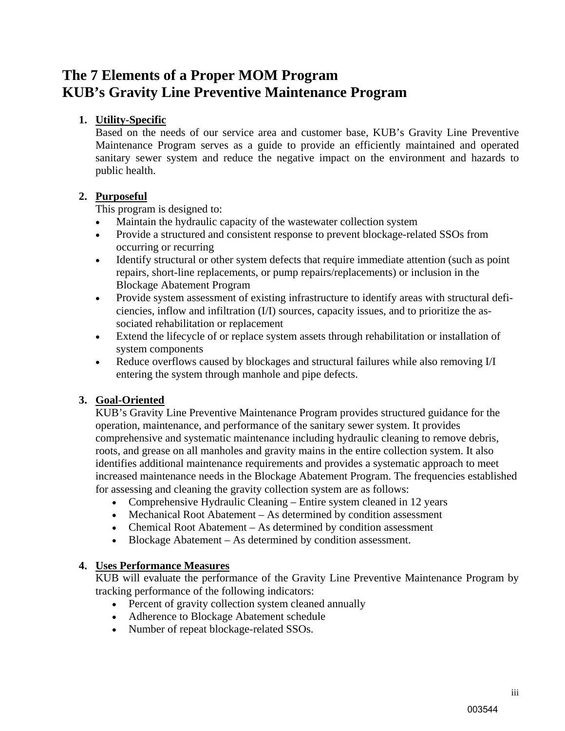# The 7 Elements of a Proper MOM Program
# KUB's Gravity Line Preventive Maintenance Program

1. **Utility-Specific**
   Based on the needs of our service area and customer base, KUB's Gravity Line Preventive Maintenance Program serves as a guide to provide an efficiently maintained and operated sanitary sewer system and reduce the negative impact on the environment and hazards to public health.

2. **Purposeful**
   This program is designed to:
   - Maintain the hydraulic capacity of the wastewater collection system
   - Provide a structured and consistent response to prevent blockage-related SSOs from occurring or recurring
   - Identify structural or other system defects that require immediate attention (such as point repairs, short-line replacements, or pump repairs/replacements) or inclusion in the Blockage Abatement Program
   - Provide system assessment of existing infrastructure to identify areas with structural deficiencies, inflow and infiltration (I/I) sources, capacity issues, and to prioritize the associated rehabilitation or replacement
   - Extend the lifecycle of or replace system assets through rehabilitation or installation of system components
   - Reduce overflows caused by blockages and structural failures while also removing I/I entering the system through manhole and pipe defects.

3. **Goal-Oriented**
   KUB's Gravity Line Preventive Maintenance Program provides structured guidance for the operation, maintenance, and performance of the sanitary sewer system. It provides comprehensive and systematic maintenance including hydraulic cleaning to remove debris, roots, and grease on all manholes and gravity mains in the entire collection system. It also identifies additional maintenance requirements and provides a systematic approach to meet increased maintenance needs in the Blockage Abatement Program. The frequencies established for assessing and cleaning the gravity collection system are as follows:
   - Comprehensive Hydraulic Cleaning – Entire system cleaned in 12 years
   - Mechanical Root Abatement – As determined by condition assessment
   - Chemical Root Abatement – As determined by condition assessment
   - Blockage Abatement – As determined by condition assessment.

4. **Uses Performance Measures**
   KUB will evaluate the performance of the Gravity Line Preventive Maintenance Program by tracking performance of the following indicators:
   - Percent of gravity collection system cleaned annually
   - Adherence to Blockage Abatement schedule
   - Number of repeat blockage-related SSOs.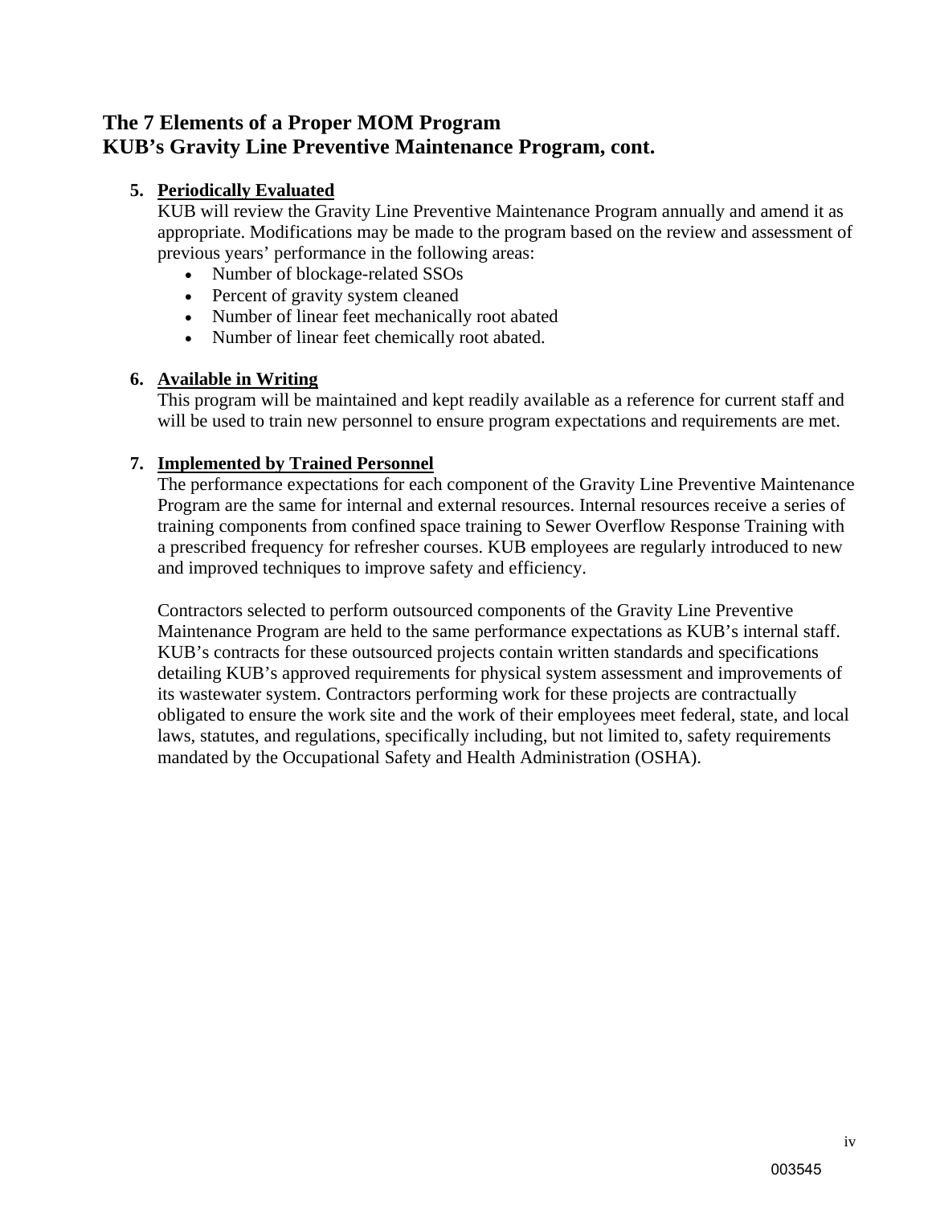## The 7 Elements of a Proper MOM Program
## KUB's Gravity Line Preventive Maintenance Program, cont.

5. **Periodically Evaluated**
   KUB will review the Gravity Line Preventive Maintenance Program annually and amend it as appropriate. Modifications may be made to the program based on the review and assessment of previous years' performance in the following areas:
   - Number of blockage-related SSOs
   - Percent of gravity system cleaned
   - Number of linear feet mechanically root abated
   - Number of linear feet chemically root abated.

6. **Available in Writing**
   This program will be maintained and kept readily available as a reference for current staff and will be used to train new personnel to ensure program expectations and requirements are met.

7. **Implemented by Trained Personnel**
   The performance expectations for each component of the Gravity Line Preventive Maintenance Program are the same for internal and external resources. Internal resources receive a series of training components from confined space training to Sewer Overflow Response Training with a prescribed frequency for refresher courses. KUB employees are regularly introduced to new and improved techniques to improve safety and efficiency.

   Contractors selected to perform outsourced components of the Gravity Line Preventive Maintenance Program are held to the same performance expectations as KUB's internal staff. KUB's contracts for these outsourced projects contain written standards and specifications detailing KUB's approved requirements for physical system assessment and improvements of its wastewater system. Contractors performing work for these projects are contractually obligated to ensure the work site and the work of their employees meet federal, state, and local laws, statutes, and regulations, specifically including, but not limited to, safety requirements mandated by the Occupational Safety and Health Administration (OSHA).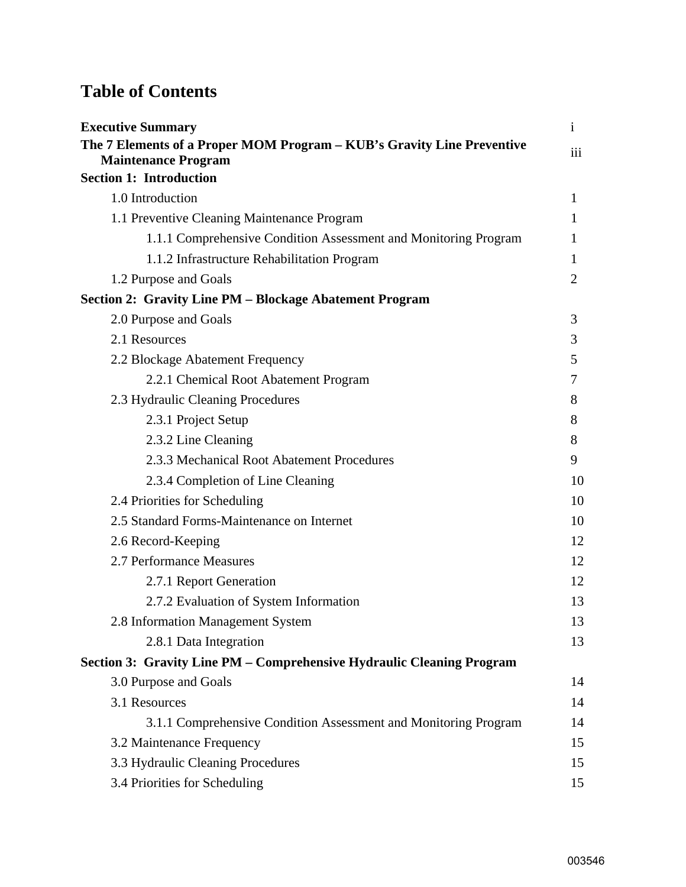# Table of Contents

| | |
|---|---|
| **Executive Summary** | i |
| **The 7 Elements of a Proper MOM Program – KUB's Gravity Line Preventive Maintenance Program** | iii |
| **Section 1: Introduction** | |
| 1.0 Introduction | 1 |
| 1.1 Preventive Cleaning Maintenance Program | 1 |
| 1.1.1 Comprehensive Condition Assessment and Monitoring Program | 1 |
| 1.1.2 Infrastructure Rehabilitation Program | 1 |
| 1.2 Purpose and Goals | 2 |
| **Section 2: Gravity Line PM – Blockage Abatement Program** | |
| 2.0 Purpose and Goals | 3 |
| 2.1 Resources | 3 |
| 2.2 Blockage Abatement Frequency | 5 |
| 2.2.1 Chemical Root Abatement Program | 7 |
| 2.3 Hydraulic Cleaning Procedures | 8 |
| 2.3.1 Project Setup | 8 |
| 2.3.2 Line Cleaning | 8 |
| 2.3.3 Mechanical Root Abatement Procedures | 9 |
| 2.3.4 Completion of Line Cleaning | 10 |
| 2.4 Priorities for Scheduling | 10 |
| 2.5 Standard Forms-Maintenance on Internet | 10 |
| 2.6 Record-Keeping | 12 |
| 2.7 Performance Measures | 12 |
| 2.7.1 Report Generation | 12 |
| 2.7.2 Evaluation of System Information | 13 |
| 2.8 Information Management System | 13 |
| 2.8.1 Data Integration | 13 |
| **Section 3: Gravity Line PM – Comprehensive Hydraulic Cleaning Program** | |
| 3.0 Purpose and Goals | 14 |
| 3.1 Resources | 14 |
| 3.1.1 Comprehensive Condition Assessment and Monitoring Program | 14 |
| 3.2 Maintenance Frequency | 15 |
| 3.3 Hydraulic Cleaning Procedures | 15 |
| 3.4 Priorities for Scheduling | 15 |

003546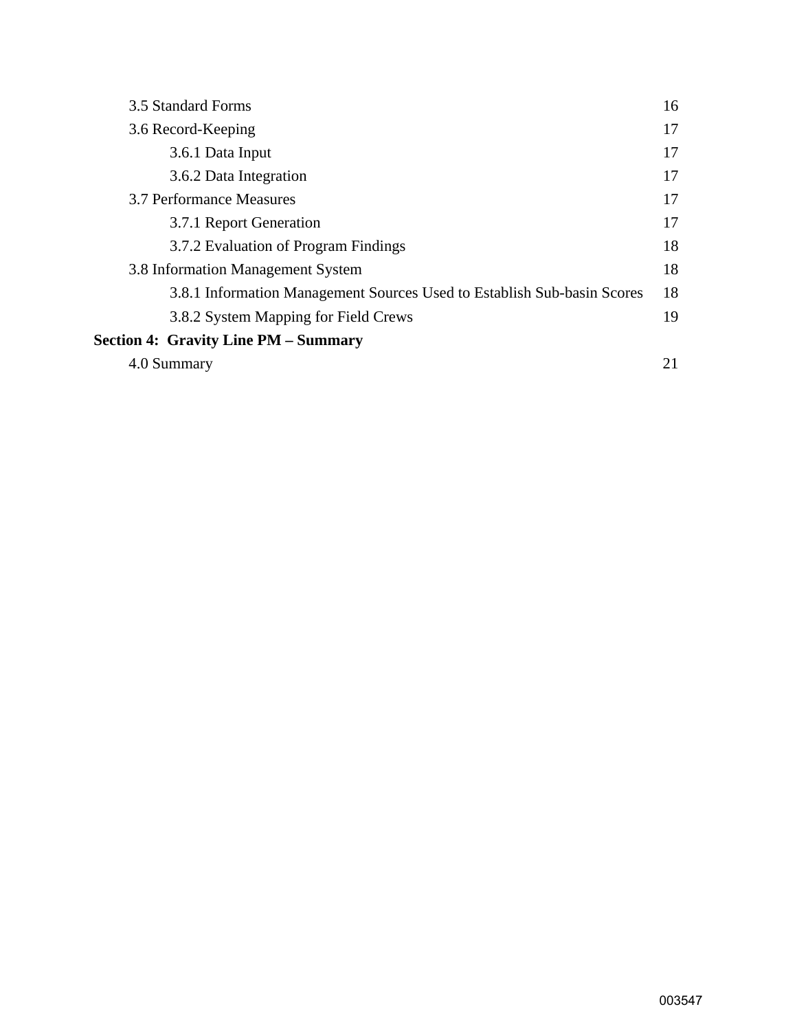| | |
|---|---|
| 3.5 Standard Forms | 16 |
| 3.6 Record-Keeping | 17 |
| 3.6.1 Data Input | 17 |
| 3.6.2 Data Integration | 17 |
| 3.7 Performance Measures | 17 |
| 3.7.1 Report Generation | 17 |
| 3.7.2 Evaluation of Program Findings | 18 |
| 3.8 Information Management System | 18 |
| 3.8.1 Information Management Sources Used to Establish Sub-basin Scores | 18 |
| 3.8.2 System Mapping for Field Crews | 19 |
| **Section 4: Gravity Line PM – Summary** | |
| 4.0 Summary | 21 |

003547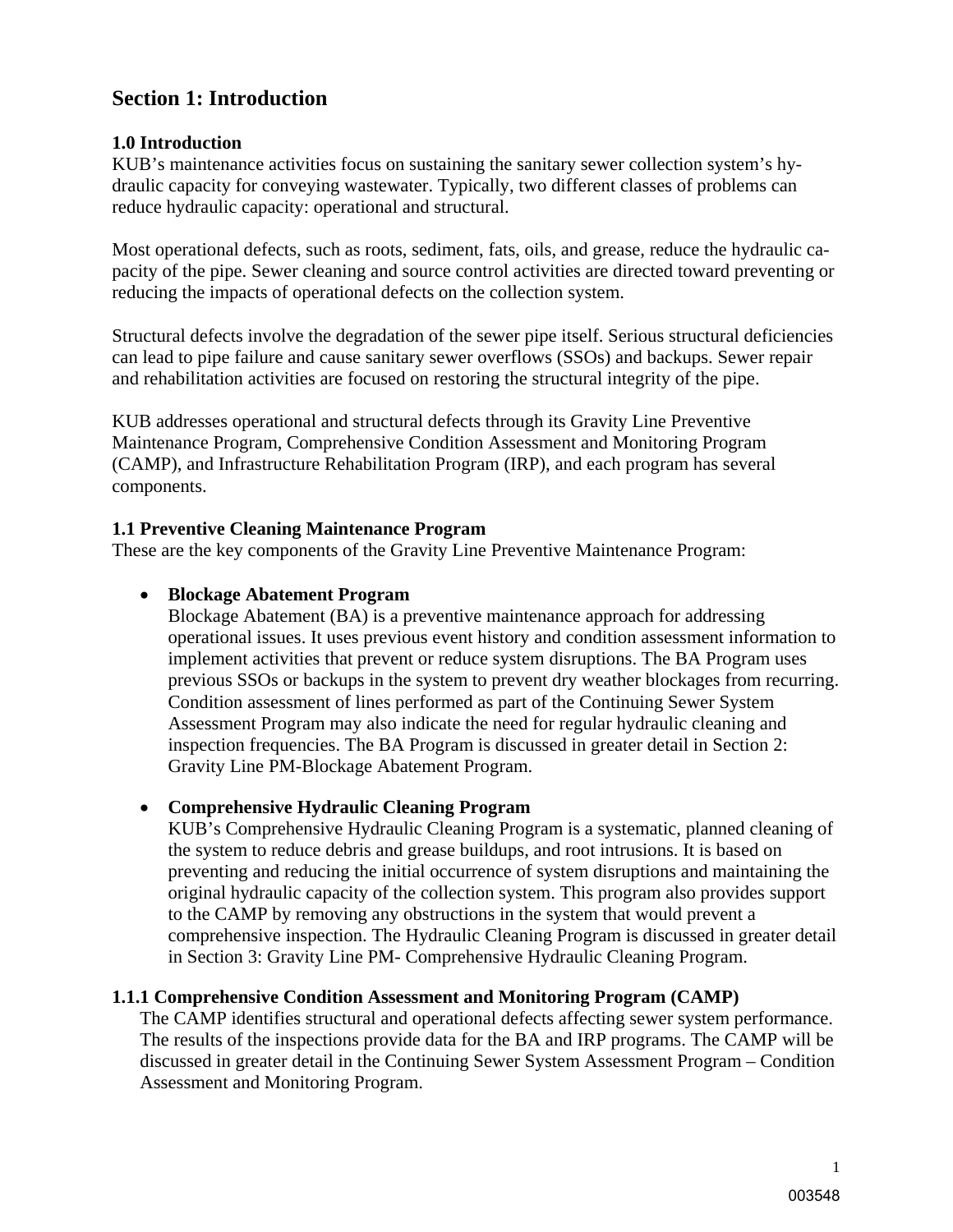# Section 1: Introduction

## 1.0 Introduction

KUB's maintenance activities focus on sustaining the sanitary sewer collection system's hydraulic capacity for conveying wastewater. Typically, two different classes of problems can reduce hydraulic capacity: operational and structural.

Most operational defects, such as roots, sediment, fats, oils, and grease, reduce the hydraulic capacity of the pipe. Sewer cleaning and source control activities are directed toward preventing or reducing the impacts of operational defects on the collection system.

Structural defects involve the degradation of the sewer pipe itself. Serious structural deficiencies can lead to pipe failure and cause sanitary sewer overflows (SSOs) and backups. Sewer repair and rehabilitation activities are focused on restoring the structural integrity of the pipe.

KUB addresses operational and structural defects through its Gravity Line Preventive Maintenance Program, Comprehensive Condition Assessment and Monitoring Program (CAMP), and Infrastructure Rehabilitation Program (IRP), and each program has several components.

## 1.1 Preventive Cleaning Maintenance Program

These are the key components of the Gravity Line Preventive Maintenance Program:

- **Blockage Abatement Program**
  Blockage Abatement (BA) is a preventive maintenance approach for addressing operational issues. It uses previous event history and condition assessment information to implement activities that prevent or reduce system disruptions. The BA Program uses previous SSOs or backups in the system to prevent dry weather blockages from recurring. Condition assessment of lines performed as part of the Continuing Sewer System Assessment Program may also indicate the need for regular hydraulic cleaning and inspection frequencies. The BA Program is discussed in greater detail in Section 2: Gravity Line PM-Blockage Abatement Program.

- **Comprehensive Hydraulic Cleaning Program**
  KUB's Comprehensive Hydraulic Cleaning Program is a systematic, planned cleaning of the system to reduce debris and grease buildups, and root intrusions. It is based on preventing and reducing the initial occurrence of system disruptions and maintaining the original hydraulic capacity of the collection system. This program also provides support to the CAMP by removing any obstructions in the system that would prevent a comprehensive inspection. The Hydraulic Cleaning Program is discussed in greater detail in Section 3: Gravity Line PM- Comprehensive Hydraulic Cleaning Program.

### 1.1.1 Comprehensive Condition Assessment and Monitoring Program (CAMP)

The CAMP identifies structural and operational defects affecting sewer system performance. The results of the inspections provide data for the BA and IRP programs. The CAMP will be discussed in greater detail in the Continuing Sewer System Assessment Program – Condition Assessment and Monitoring Program.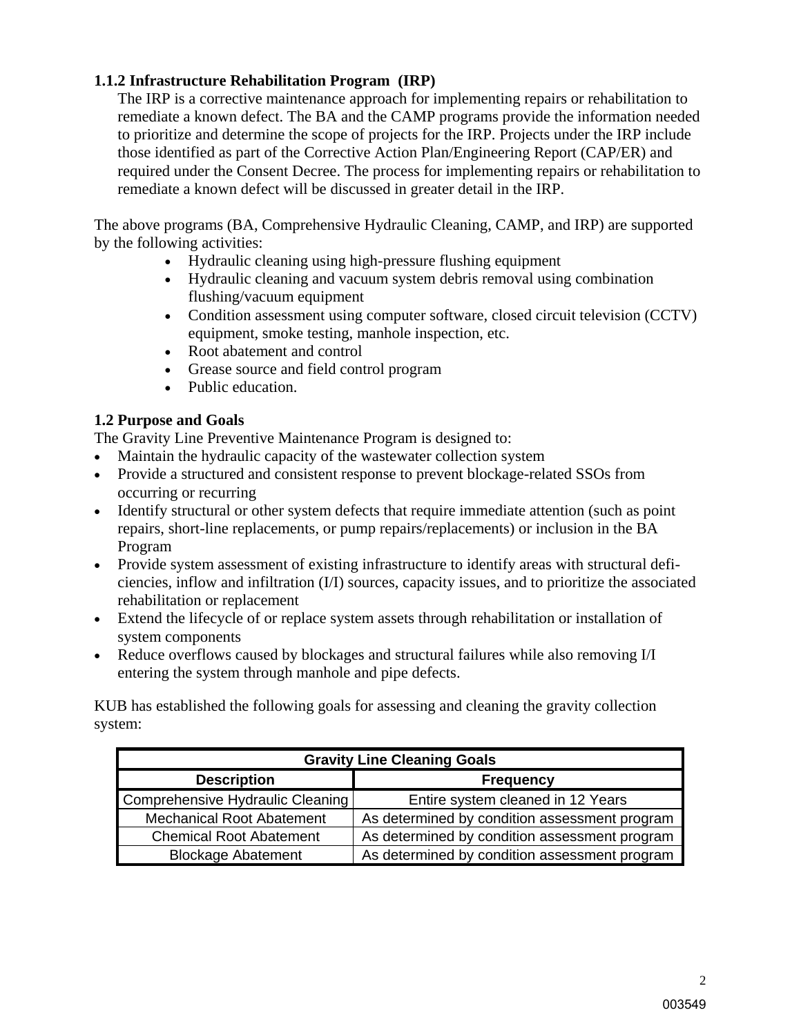### 1.1.2 Infrastructure Rehabilitation Program (IRP)

The IRP is a corrective maintenance approach for implementing repairs or rehabilitation to remediate a known defect. The BA and the CAMP programs provide the information needed to prioritize and determine the scope of projects for the IRP. Projects under the IRP include those identified as part of the Corrective Action Plan/Engineering Report (CAP/ER) and required under the Consent Decree. The process for implementing repairs or rehabilitation to remediate a known defect will be discussed in greater detail in the IRP.

The above programs (BA, Comprehensive Hydraulic Cleaning, CAMP, and IRP) are supported by the following activities:

- Hydraulic cleaning using high-pressure flushing equipment
- Hydraulic cleaning and vacuum system debris removal using combination flushing/vacuum equipment
- Condition assessment using computer software, closed circuit television (CCTV) equipment, smoke testing, manhole inspection, etc.
- Root abatement and control
- Grease source and field control program
- Public education.

## 1.2 Purpose and Goals

The Gravity Line Preventive Maintenance Program is designed to:

- Maintain the hydraulic capacity of the wastewater collection system
- Provide a structured and consistent response to prevent blockage-related SSOs from occurring or recurring
- Identify structural or other system defects that require immediate attention (such as point repairs, short-line replacements, or pump repairs/replacements) or inclusion in the BA Program
- Provide system assessment of existing infrastructure to identify areas with structural deficiencies, inflow and infiltration (I/I) sources, capacity issues, and to prioritize the associated rehabilitation or replacement
- Extend the lifecycle of or replace system assets through rehabilitation or installation of system components
- Reduce overflows caused by blockages and structural failures while also removing I/I entering the system through manhole and pipe defects.

KUB has established the following goals for assessing and cleaning the gravity collection system:

| Gravity Line Cleaning Goals | |
|---|---|
| **Description** | **Frequency** |
| Comprehensive Hydraulic Cleaning | Entire system cleaned in 12 Years |
| Mechanical Root Abatement | As determined by condition assessment program |
| Chemical Root Abatement | As determined by condition assessment program |
| Blockage Abatement | As determined by condition assessment program |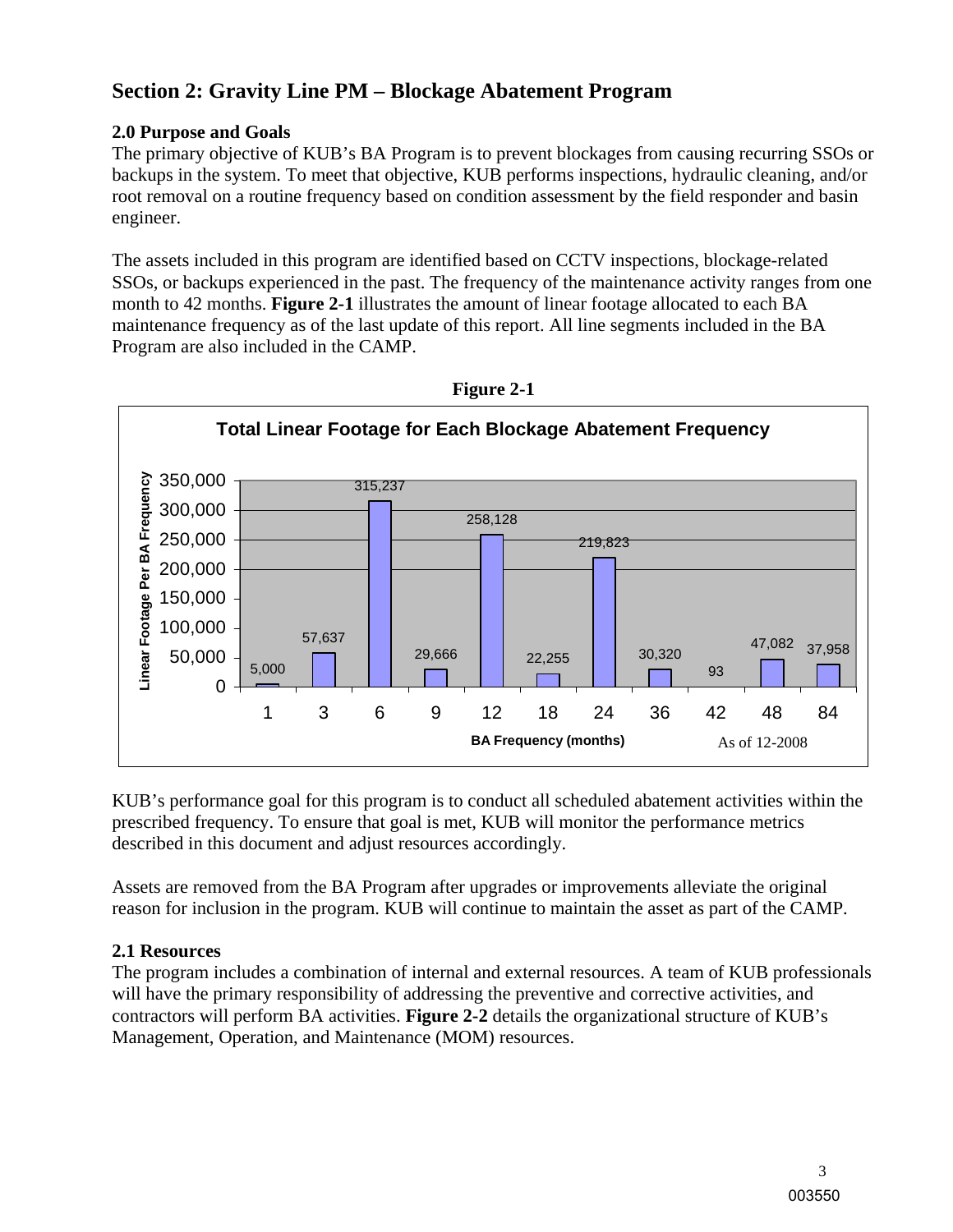## Section 2: Gravity Line PM – Blockage Abatement Program

### 2.0 Purpose and Goals

The primary objective of KUB's BA Program is to prevent blockages from causing recurring SSOs or backups in the system. To meet that objective, KUB performs inspections, hydraulic cleaning, and/or root removal on a routine frequency based on condition assessment by the field responder and basin engineer.

The assets included in this program are identified based on CCTV inspections, blockage-related SSOs, or backups experienced in the past. The frequency of the maintenance activity ranges from one month to 42 months. **Figure 2-1** illustrates the amount of linear footage allocated to each BA maintenance frequency as of the last update of this report. All line segments included in the BA Program are also included in the CAMP.

**Figure 2-1**

**Total Linear Footage for Each Blockage Abatement Frequency**

| BA Frequency (months) | Linear Footage Per BA Frequency |
|---|---|
| 1 | 5,000 |
| 3 | 57,637 |
| 6 | 315,237 |
| 9 | 29,666 |
| 12 | 258,128 |
| 18 | 22,255 |
| 24 | 219,823 |
| 36 | 30,320 |
| 42 | 93 |
| 48 | 47,082 |
| 84 | 37,958 |

As of 12-2008

KUB's performance goal for this program is to conduct all scheduled abatement activities within the prescribed frequency. To ensure that goal is met, KUB will monitor the performance metrics described in this document and adjust resources accordingly.

Assets are removed from the BA Program after upgrades or improvements alleviate the original reason for inclusion in the program. KUB will continue to maintain the asset as part of the CAMP.

### 2.1 Resources

The program includes a combination of internal and external resources. A team of KUB professionals will have the primary responsibility of addressing the preventive and corrective activities, and contractors will perform BA activities. **Figure 2-2** details the organizational structure of KUB's Management, Operation, and Maintenance (MOM) resources.

003550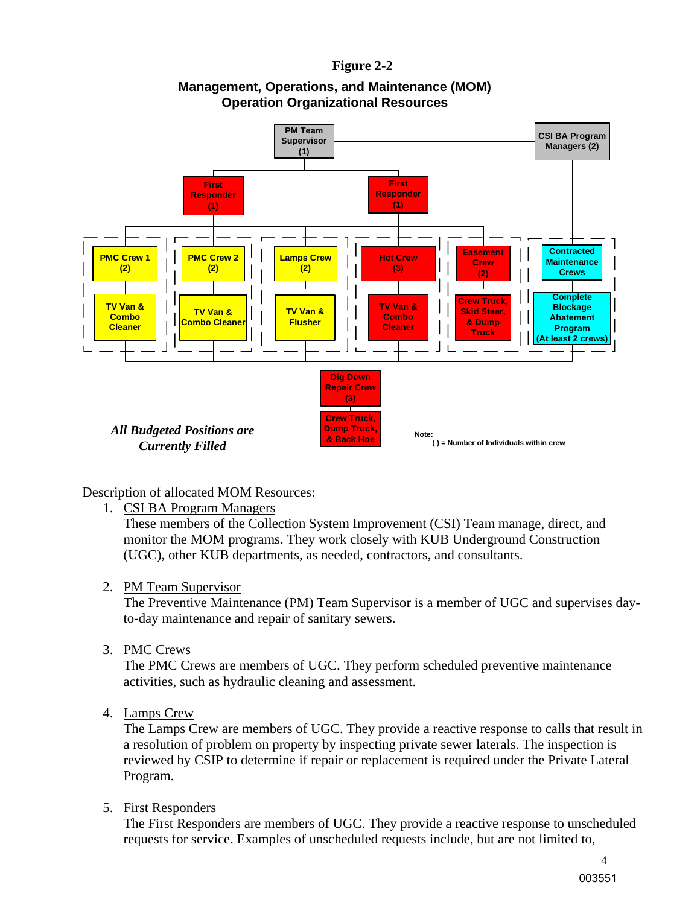**Figure 2-2**

**Management, Operations, and Maintenance (MOM) Operation Organizational Resources**

PM Team Supervisor (1)

CSI BA Program Managers (2)

First Responder (1)

First Responder (1)

PMC Crew 1 (2) — TV Van & Combo Cleaner

PMC Crew 2 (2) — TV Van & Combo Cleaner

Lamps Crew (2) — TV Van & Flusher

Hot Crew (3) — TV Van & Combo Cleaner

Easement Crew (2) — Crew Truck, Skid Steer, & Dump Truck

Contracted Maintenance Crews — Complete Blockage Abatement Program (At least 2 crews)

Dig Down Repair Crew (3) — Crew Truck, Dump Truck, & Back Hoe

***All Budgeted Positions are Currently Filled***

Note:
( ) = Number of Individuals within crew

Description of allocated MOM Resources:

1. CSI BA Program Managers
   These members of the Collection System Improvement (CSI) Team manage, direct, and monitor the MOM programs. They work closely with KUB Underground Construction (UGC), other KUB departments, as needed, contractors, and consultants.

2. PM Team Supervisor
   The Preventive Maintenance (PM) Team Supervisor is a member of UGC and supervises day-to-day maintenance and repair of sanitary sewers.

3. PMC Crews
   The PMC Crews are members of UGC. They perform scheduled preventive maintenance activities, such as hydraulic cleaning and assessment.

4. Lamps Crew
   The Lamps Crew are members of UGC. They provide a reactive response to calls that result in a resolution of problem on property by inspecting private sewer laterals. The inspection is reviewed by CSIP to determine if repair or replacement is required under the Private Lateral Program.

5. First Responders
   The First Responders are members of UGC. They provide a reactive response to unscheduled requests for service. Examples of unscheduled requests include, but are not limited to,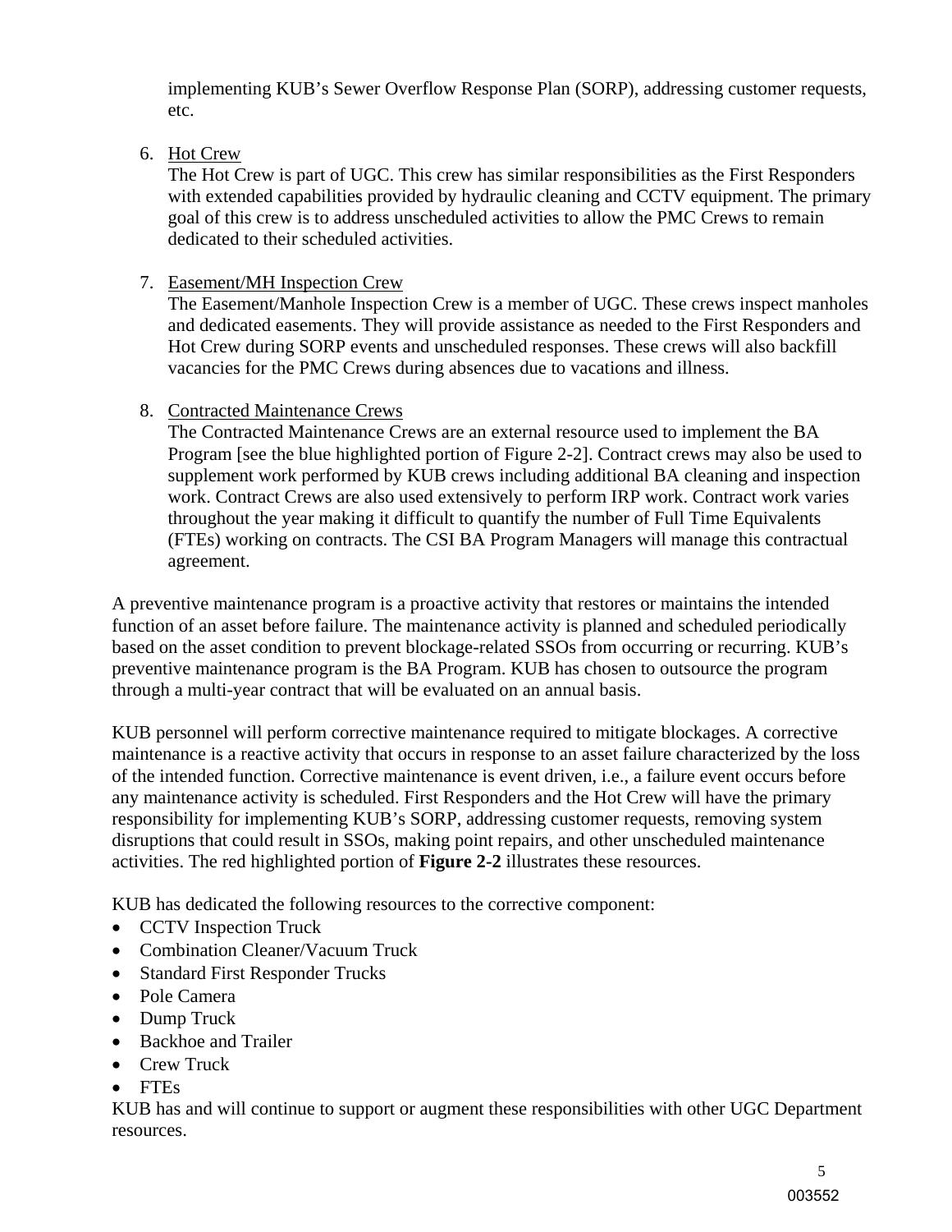implementing KUB's Sewer Overflow Response Plan (SORP), addressing customer requests, etc.

6. Hot Crew
   The Hot Crew is part of UGC. This crew has similar responsibilities as the First Responders with extended capabilities provided by hydraulic cleaning and CCTV equipment. The primary goal of this crew is to address unscheduled activities to allow the PMC Crews to remain dedicated to their scheduled activities.

7. Easement/MH Inspection Crew
   The Easement/Manhole Inspection Crew is a member of UGC. These crews inspect manholes and dedicated easements. They will provide assistance as needed to the First Responders and Hot Crew during SORP events and unscheduled responses. These crews will also backfill vacancies for the PMC Crews during absences due to vacations and illness.

8. Contracted Maintenance Crews
   The Contracted Maintenance Crews are an external resource used to implement the BA Program [see the blue highlighted portion of Figure 2-2]. Contract crews may also be used to supplement work performed by KUB crews including additional BA cleaning and inspection work. Contract Crews are also used extensively to perform IRP work. Contract work varies throughout the year making it difficult to quantify the number of Full Time Equivalents (FTEs) working on contracts. The CSI BA Program Managers will manage this contractual agreement.

A preventive maintenance program is a proactive activity that restores or maintains the intended function of an asset before failure. The maintenance activity is planned and scheduled periodically based on the asset condition to prevent blockage-related SSOs from occurring or recurring. KUB's preventive maintenance program is the BA Program. KUB has chosen to outsource the program through a multi-year contract that will be evaluated on an annual basis.

KUB personnel will perform corrective maintenance required to mitigate blockages. A corrective maintenance is a reactive activity that occurs in response to an asset failure characterized by the loss of the intended function. Corrective maintenance is event driven, i.e., a failure event occurs before any maintenance activity is scheduled. First Responders and the Hot Crew will have the primary responsibility for implementing KUB's SORP, addressing customer requests, removing system disruptions that could result in SSOs, making point repairs, and other unscheduled maintenance activities. The red highlighted portion of **Figure 2-2** illustrates these resources.

KUB has dedicated the following resources to the corrective component:

- CCTV Inspection Truck
- Combination Cleaner/Vacuum Truck
- Standard First Responder Trucks
- Pole Camera
- Dump Truck
- Backhoe and Trailer
- Crew Truck
- FTEs

KUB has and will continue to support or augment these responsibilities with other UGC Department resources.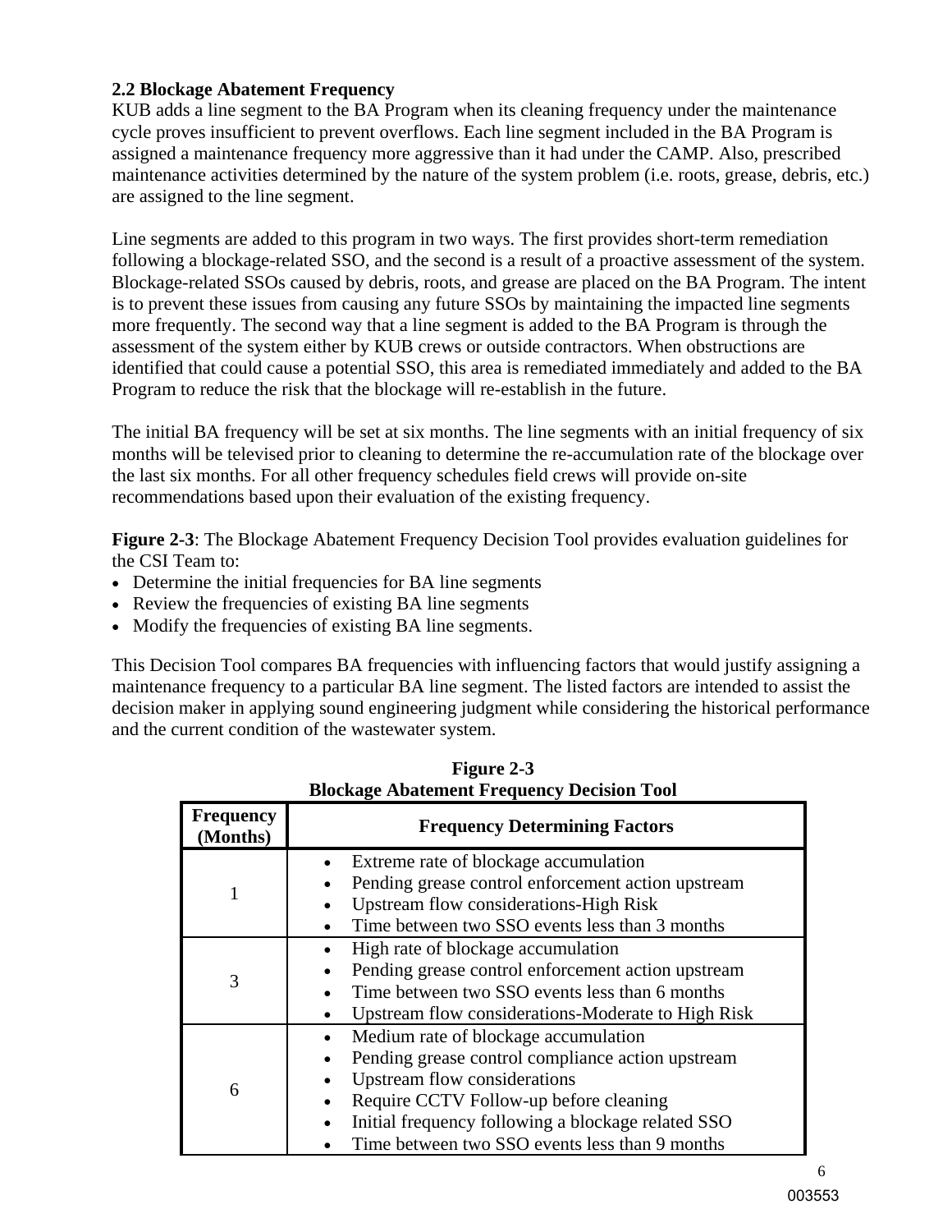### 2.2 Blockage Abatement Frequency

KUB adds a line segment to the BA Program when its cleaning frequency under the maintenance cycle proves insufficient to prevent overflows. Each line segment included in the BA Program is assigned a maintenance frequency more aggressive than it had under the CAMP. Also, prescribed maintenance activities determined by the nature of the system problem (i.e. roots, grease, debris, etc.) are assigned to the line segment.

Line segments are added to this program in two ways. The first provides short-term remediation following a blockage-related SSO, and the second is a result of a proactive assessment of the system. Blockage-related SSOs caused by debris, roots, and grease are placed on the BA Program. The intent is to prevent these issues from causing any future SSOs by maintaining the impacted line segments more frequently. The second way that a line segment is added to the BA Program is through the assessment of the system either by KUB crews or outside contractors. When obstructions are identified that could cause a potential SSO, this area is remediated immediately and added to the BA Program to reduce the risk that the blockage will re-establish in the future.

The initial BA frequency will be set at six months. The line segments with an initial frequency of six months will be televised prior to cleaning to determine the re-accumulation rate of the blockage over the last six months. For all other frequency schedules field crews will provide on-site recommendations based upon their evaluation of the existing frequency.

**Figure 2-3**: The Blockage Abatement Frequency Decision Tool provides evaluation guidelines for the CSI Team to:

- Determine the initial frequencies for BA line segments
- Review the frequencies of existing BA line segments
- Modify the frequencies of existing BA line segments.

This Decision Tool compares BA frequencies with influencing factors that would justify assigning a maintenance frequency to a particular BA line segment. The listed factors are intended to assist the decision maker in applying sound engineering judgment while considering the historical performance and the current condition of the wastewater system.

**Figure 2-3**
**Blockage Abatement Frequency Decision Tool**

| Frequency (Months) | Frequency Determining Factors |
|---|---|
| 1 | • Extreme rate of blockage accumulation<br>• Pending grease control enforcement action upstream<br>• Upstream flow considerations-High Risk<br>• Time between two SSO events less than 3 months |
| 3 | • High rate of blockage accumulation<br>• Pending grease control enforcement action upstream<br>• Time between two SSO events less than 6 months<br>• Upstream flow considerations-Moderate to High Risk |
| 6 | • Medium rate of blockage accumulation<br>• Pending grease control compliance action upstream<br>• Upstream flow considerations<br>• Require CCTV Follow-up before cleaning<br>• Initial frequency following a blockage related SSO<br>• Time between two SSO events less than 9 months |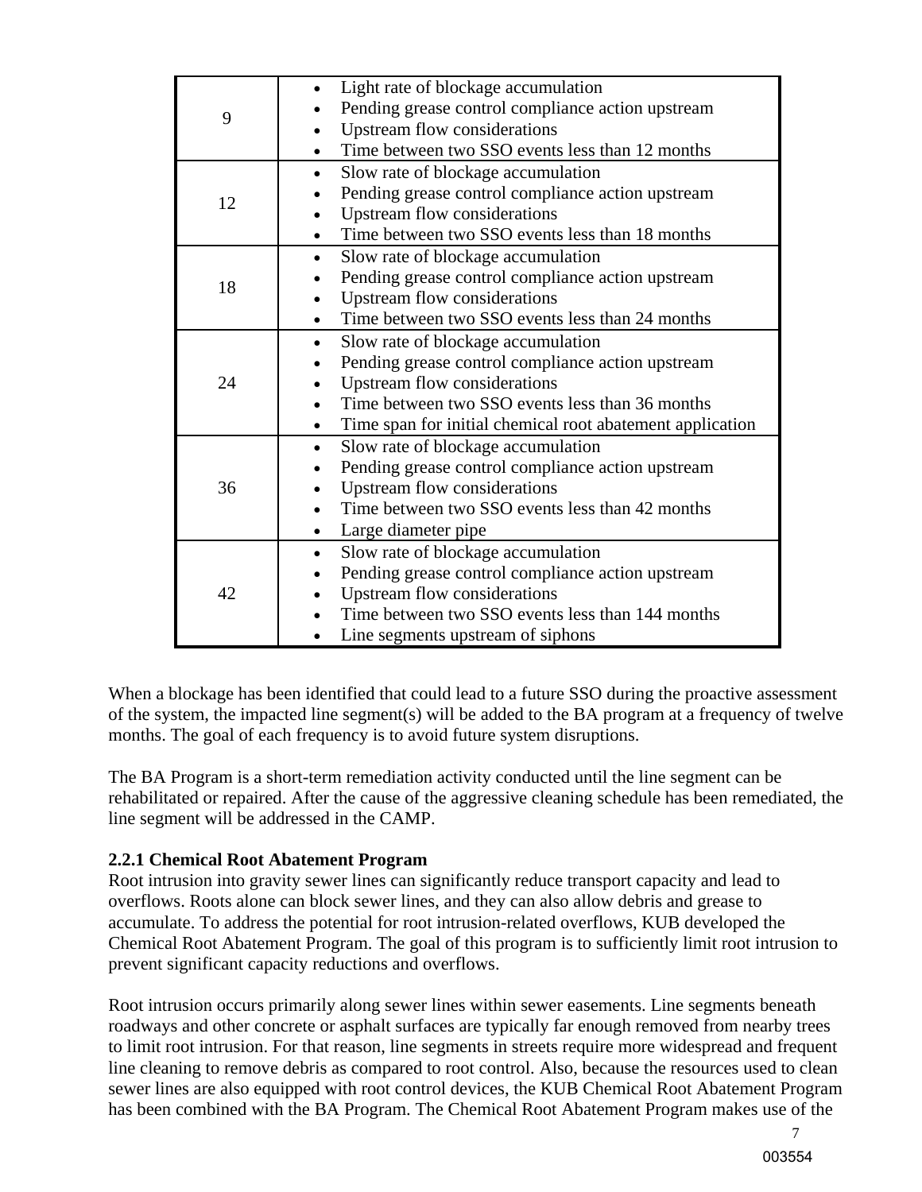| | |
|---|---|
| 9 | • Light rate of blockage accumulation<br>• Pending grease control compliance action upstream<br>• Upstream flow considerations<br>• Time between two SSO events less than 12 months |
| 12 | • Slow rate of blockage accumulation<br>• Pending grease control compliance action upstream<br>• Upstream flow considerations<br>• Time between two SSO events less than 18 months |
| 18 | • Slow rate of blockage accumulation<br>• Pending grease control compliance action upstream<br>• Upstream flow considerations<br>• Time between two SSO events less than 24 months |
| 24 | • Slow rate of blockage accumulation<br>• Pending grease control compliance action upstream<br>• Upstream flow considerations<br>• Time between two SSO events less than 36 months<br>• Time span for initial chemical root abatement application |
| 36 | • Slow rate of blockage accumulation<br>• Pending grease control compliance action upstream<br>• Upstream flow considerations<br>• Time between two SSO events less than 42 months<br>• Large diameter pipe |
| 42 | • Slow rate of blockage accumulation<br>• Pending grease control compliance action upstream<br>• Upstream flow considerations<br>• Time between two SSO events less than 144 months<br>• Line segments upstream of siphons |

When a blockage has been identified that could lead to a future SSO during the proactive assessment of the system, the impacted line segment(s) will be added to the BA program at a frequency of twelve months. The goal of each frequency is to avoid future system disruptions.

The BA Program is a short-term remediation activity conducted until the line segment can be rehabilitated or repaired. After the cause of the aggressive cleaning schedule has been remediated, the line segment will be addressed in the CAMP.

### 2.2.1 Chemical Root Abatement Program

Root intrusion into gravity sewer lines can significantly reduce transport capacity and lead to overflows. Roots alone can block sewer lines, and they can also allow debris and grease to accumulate. To address the potential for root intrusion-related overflows, KUB developed the Chemical Root Abatement Program. The goal of this program is to sufficiently limit root intrusion to prevent significant capacity reductions and overflows.

Root intrusion occurs primarily along sewer lines within sewer easements. Line segments beneath roadways and other concrete or asphalt surfaces are typically far enough removed from nearby trees to limit root intrusion. For that reason, line segments in streets require more widespread and frequent line cleaning to remove debris as compared to root control. Also, because the resources used to clean sewer lines are also equipped with root control devices, the KUB Chemical Root Abatement Program has been combined with the BA Program. The Chemical Root Abatement Program makes use of the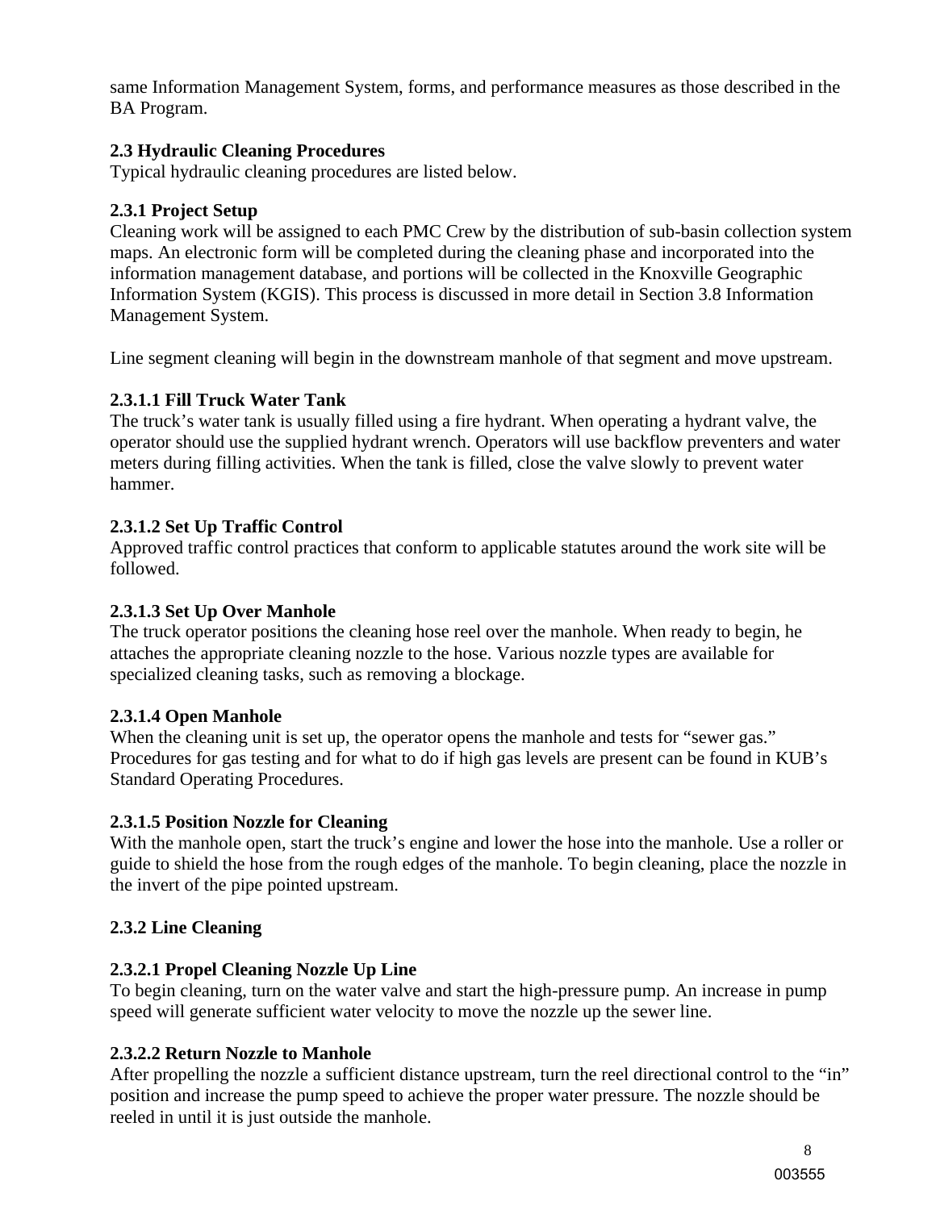same Information Management System, forms, and performance measures as those described in the BA Program.

## 2.3 Hydraulic Cleaning Procedures

Typical hydraulic cleaning procedures are listed below.

### 2.3.1 Project Setup

Cleaning work will be assigned to each PMC Crew by the distribution of sub-basin collection system maps. An electronic form will be completed during the cleaning phase and incorporated into the information management database, and portions will be collected in the Knoxville Geographic Information System (KGIS). This process is discussed in more detail in Section 3.8 Information Management System.

Line segment cleaning will begin in the downstream manhole of that segment and move upstream.

#### 2.3.1.1 Fill Truck Water Tank

The truck's water tank is usually filled using a fire hydrant. When operating a hydrant valve, the operator should use the supplied hydrant wrench. Operators will use backflow preventers and water meters during filling activities. When the tank is filled, close the valve slowly to prevent water hammer.

#### 2.3.1.2 Set Up Traffic Control

Approved traffic control practices that conform to applicable statutes around the work site will be followed.

#### 2.3.1.3 Set Up Over Manhole

The truck operator positions the cleaning hose reel over the manhole. When ready to begin, he attaches the appropriate cleaning nozzle to the hose. Various nozzle types are available for specialized cleaning tasks, such as removing a blockage.

#### 2.3.1.4 Open Manhole

When the cleaning unit is set up, the operator opens the manhole and tests for "sewer gas." Procedures for gas testing and for what to do if high gas levels are present can be found in KUB's Standard Operating Procedures.

#### 2.3.1.5 Position Nozzle for Cleaning

With the manhole open, start the truck's engine and lower the hose into the manhole. Use a roller or guide to shield the hose from the rough edges of the manhole. To begin cleaning, place the nozzle in the invert of the pipe pointed upstream.

### 2.3.2 Line Cleaning

#### 2.3.2.1 Propel Cleaning Nozzle Up Line

To begin cleaning, turn on the water valve and start the high-pressure pump. An increase in pump speed will generate sufficient water velocity to move the nozzle up the sewer line.

#### 2.3.2.2 Return Nozzle to Manhole

After propelling the nozzle a sufficient distance upstream, turn the reel directional control to the "in" position and increase the pump speed to achieve the proper water pressure. The nozzle should be reeled in until it is just outside the manhole.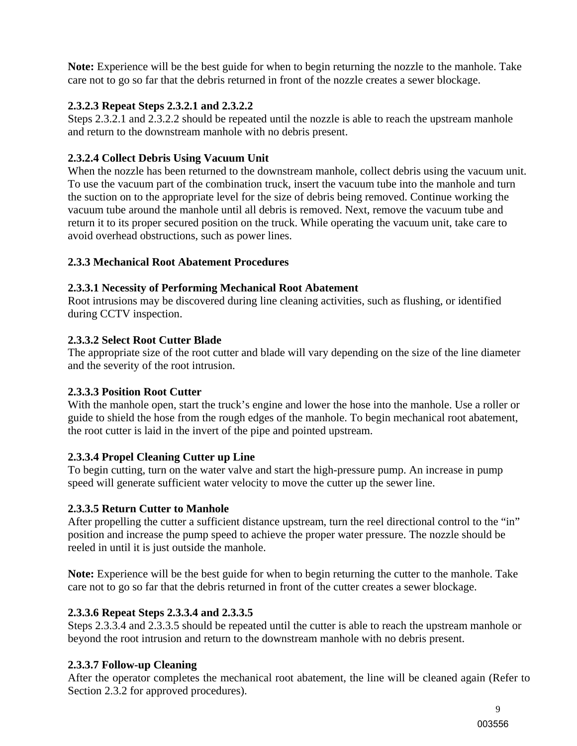**Note:** Experience will be the best guide for when to begin returning the nozzle to the manhole. Take care not to go so far that the debris returned in front of the nozzle creates a sewer blockage.

**2.3.2.3 Repeat Steps 2.3.2.1 and 2.3.2.2**
Steps 2.3.2.1 and 2.3.2.2 should be repeated until the nozzle is able to reach the upstream manhole and return to the downstream manhole with no debris present.

**2.3.2.4 Collect Debris Using Vacuum Unit**
When the nozzle has been returned to the downstream manhole, collect debris using the vacuum unit. To use the vacuum part of the combination truck, insert the vacuum tube into the manhole and turn the suction on to the appropriate level for the size of debris being removed. Continue working the vacuum tube around the manhole until all debris is removed. Next, remove the vacuum tube and return it to its proper secured position on the truck. While operating the vacuum unit, take care to avoid overhead obstructions, such as power lines.

**2.3.3 Mechanical Root Abatement Procedures**

**2.3.3.1 Necessity of Performing Mechanical Root Abatement**
Root intrusions may be discovered during line cleaning activities, such as flushing, or identified during CCTV inspection.

**2.3.3.2 Select Root Cutter Blade**
The appropriate size of the root cutter and blade will vary depending on the size of the line diameter and the severity of the root intrusion.

**2.3.3.3 Position Root Cutter**
With the manhole open, start the truck's engine and lower the hose into the manhole. Use a roller or guide to shield the hose from the rough edges of the manhole. To begin mechanical root abatement, the root cutter is laid in the invert of the pipe and pointed upstream.

**2.3.3.4 Propel Cleaning Cutter up Line**
To begin cutting, turn on the water valve and start the high-pressure pump. An increase in pump speed will generate sufficient water velocity to move the cutter up the sewer line.

**2.3.3.5 Return Cutter to Manhole**
After propelling the cutter a sufficient distance upstream, turn the reel directional control to the "in" position and increase the pump speed to achieve the proper water pressure. The nozzle should be reeled in until it is just outside the manhole.

**Note:** Experience will be the best guide for when to begin returning the cutter to the manhole. Take care not to go so far that the debris returned in front of the cutter creates a sewer blockage.

**2.3.3.6 Repeat Steps 2.3.3.4 and 2.3.3.5**
Steps 2.3.3.4 and 2.3.3.5 should be repeated until the cutter is able to reach the upstream manhole or beyond the root intrusion and return to the downstream manhole with no debris present.

**2.3.3.7 Follow-up Cleaning**
After the operator completes the mechanical root abatement, the line will be cleaned again (Refer to Section 2.3.2 for approved procedures).

003556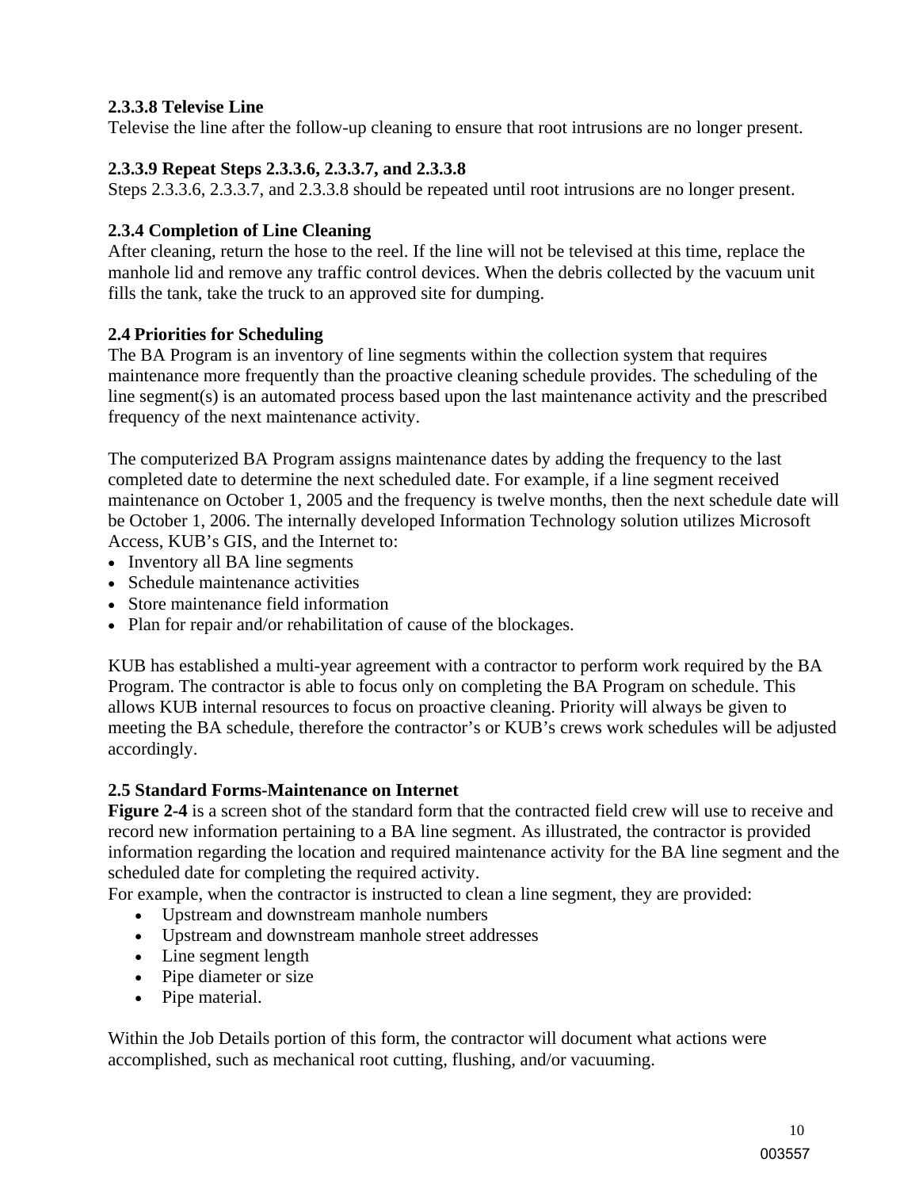#### 2.3.3.8 Televise Line

Televise the line after the follow-up cleaning to ensure that root intrusions are no longer present.

#### 2.3.3.9 Repeat Steps 2.3.3.6, 2.3.3.7, and 2.3.3.8

Steps 2.3.3.6, 2.3.3.7, and 2.3.3.8 should be repeated until root intrusions are no longer present.

### 2.3.4 Completion of Line Cleaning

After cleaning, return the hose to the reel. If the line will not be televised at this time, replace the manhole lid and remove any traffic control devices. When the debris collected by the vacuum unit fills the tank, take the truck to an approved site for dumping.

## 2.4 Priorities for Scheduling

The BA Program is an inventory of line segments within the collection system that requires maintenance more frequently than the proactive cleaning schedule provides. The scheduling of the line segment(s) is an automated process based upon the last maintenance activity and the prescribed frequency of the next maintenance activity.

The computerized BA Program assigns maintenance dates by adding the frequency to the last completed date to determine the next scheduled date. For example, if a line segment received maintenance on October 1, 2005 and the frequency is twelve months, then the next schedule date will be October 1, 2006. The internally developed Information Technology solution utilizes Microsoft Access, KUB's GIS, and the Internet to:

- Inventory all BA line segments
- Schedule maintenance activities
- Store maintenance field information
- Plan for repair and/or rehabilitation of cause of the blockages.

KUB has established a multi-year agreement with a contractor to perform work required by the BA Program. The contractor is able to focus only on completing the BA Program on schedule. This allows KUB internal resources to focus on proactive cleaning. Priority will always be given to meeting the BA schedule, therefore the contractor's or KUB's crews work schedules will be adjusted accordingly.

## 2.5 Standard Forms-Maintenance on Internet

**Figure 2-4** is a screen shot of the standard form that the contracted field crew will use to receive and record new information pertaining to a BA line segment. As illustrated, the contractor is provided information regarding the location and required maintenance activity for the BA line segment and the scheduled date for completing the required activity.

For example, when the contractor is instructed to clean a line segment, they are provided:

- Upstream and downstream manhole numbers
- Upstream and downstream manhole street addresses
- Line segment length
- Pipe diameter or size
- Pipe material.

Within the Job Details portion of this form, the contractor will document what actions were accomplished, such as mechanical root cutting, flushing, and/or vacuuming.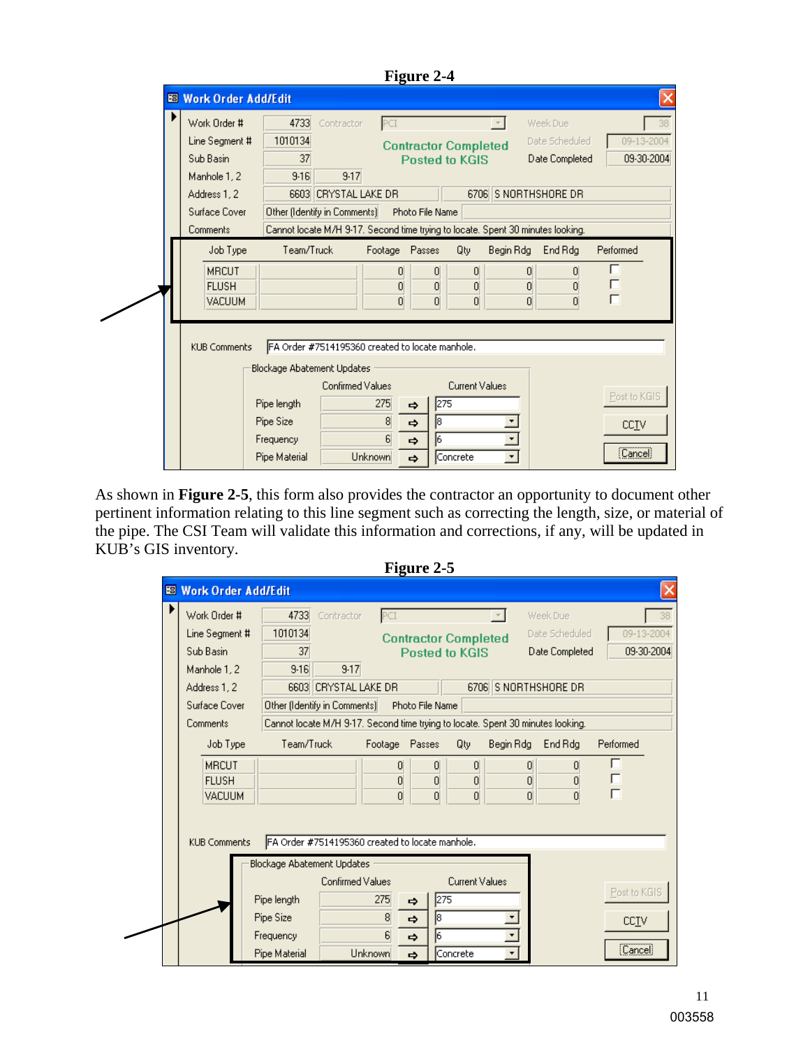**Figure 2-4**

| Field | Value | | | |
|---|---|---|---|---|
| Work Order # | 4733 | Contractor | PCI | Week Due: 38 |
| Line Segment # | 1010134 | Contractor Completed | | Date Scheduled: 09-13-2004 |
| Sub Basin | 37 | Posted to KGIS | | Date Completed: 09-30-2004 |
| Manhole 1, 2 | 9-16 | 9-17 | | |
| Address 1, 2 | 6603 CRYSTAL LAKE DR | | 6706 S NORTHSHORE DR | |
| Surface Cover | Other (Identify in Comments) | Photo File Name | | |
| Comments | Cannot locate M/H 9-17. Second time trying to locate. Spent 30 minutes looking. | | | |

| Job Type | Team/Truck | Footage | Passes | Qty | Begin Rdg | End Rdg | Performed |
|---|---|---|---|---|---|---|---|
| MRCUT | | 0 | 0 | 0 | 0 | 0 | ☐ |
| FLUSH | | 0 | 0 | 0 | 0 | 0 | ☐ |
| VACUUM | | 0 | 0 | 0 | 0 | 0 | ☐ |

KUB Comments: FA Order #7514195360 created to locate manhole.

Blockage Abatement Updates

| | Confirmed Values | Current Values |
|---|---|---|
| Pipe length | 275 | 275 |
| Pipe Size | 8 | 8 |
| Frequency | 6 | 6 |
| Pipe Material | Unknown | Concrete |

Post to KGIS | CCTV | Cancel

As shown in **Figure 2-5**, this form also provides the contractor an opportunity to document other pertinent information relating to this line segment such as correcting the length, size, or material of the pipe. The CSI Team will validate this information and corrections, if any, will be updated in KUB's GIS inventory.

**Figure 2-5**

| Field | Value | | | |
|---|---|---|---|---|
| Work Order # | 4733 | Contractor | PCI | Week Due: 38 |
| Line Segment # | 1010134 | Contractor Completed | | Date Scheduled: 09-13-2004 |
| Sub Basin | 37 | Posted to KGIS | | Date Completed: 09-30-2004 |
| Manhole 1, 2 | 9-16 | 9-17 | | |
| Address 1, 2 | 6603 CRYSTAL LAKE DR | | 6706 S NORTHSHORE DR | |
| Surface Cover | Other (Identify in Comments) | Photo File Name | | |
| Comments | Cannot locate M/H 9-17. Second time trying to locate. Spent 30 minutes looking. | | | |

| Job Type | Team/Truck | Footage | Passes | Qty | Begin Rdg | End Rdg | Performed |
|---|---|---|---|---|---|---|---|
| MRCUT | | 0 | 0 | 0 | 0 | 0 | ☐ |
| FLUSH | | 0 | 0 | 0 | 0 | 0 | ☐ |
| VACUUM | | 0 | 0 | 0 | 0 | 0 | ☐ |

KUB Comments: FA Order #7514195360 created to locate manhole.

Blockage Abatement Updates

| | Confirmed Values | Current Values |
|---|---|---|
| Pipe length | 275 | 275 |
| Pipe Size | 8 | 8 |
| Frequency | 6 | 6 |
| Pipe Material | Unknown | Concrete |

Post to KGIS | CCTV | Cancel

003558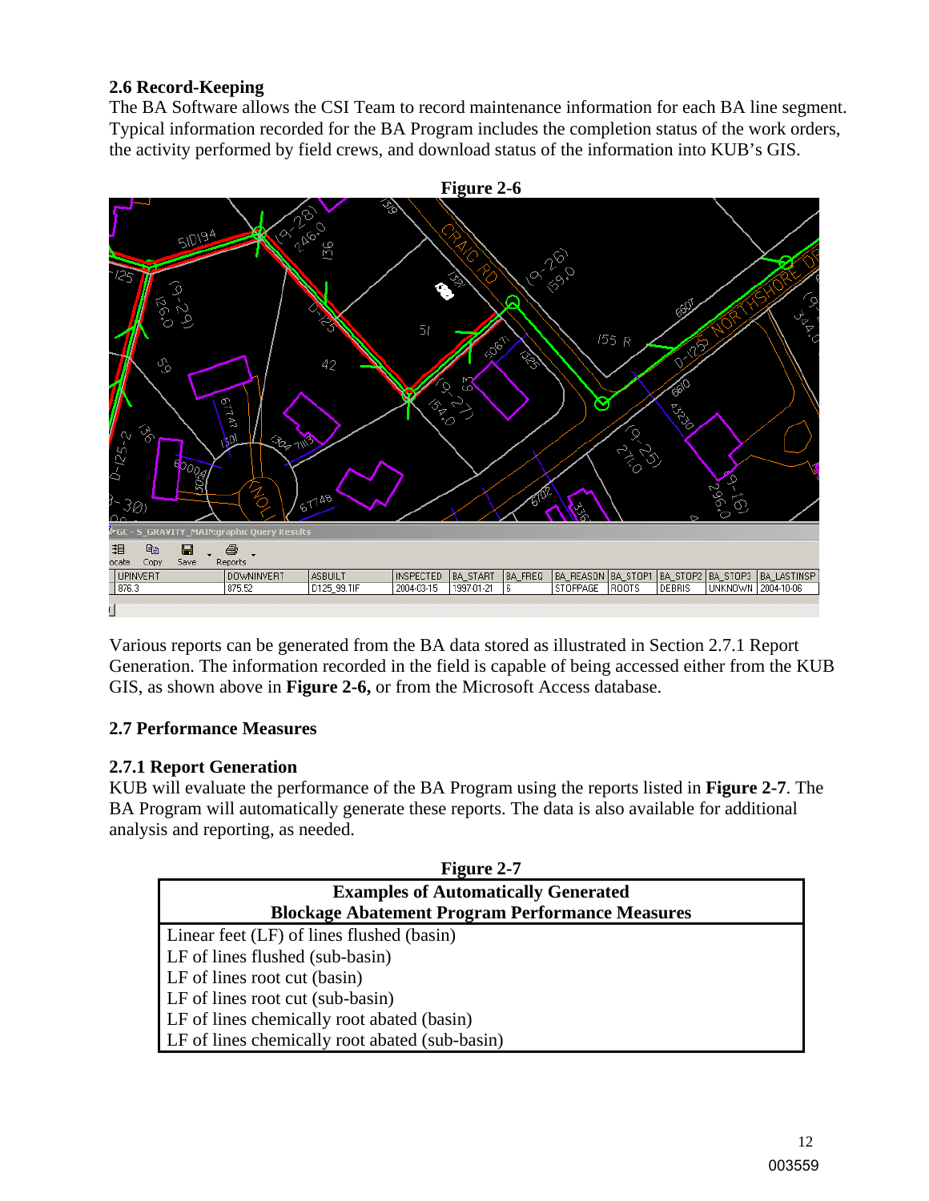### 2.6 Record-Keeping

The BA Software allows the CSI Team to record maintenance information for each BA line segment. Typical information recorded for the BA Program includes the completion status of the work orders, the activity performed by field crews, and download status of the information into KUB's GIS.

**Figure 2-6**

Various reports can be generated from the BA data stored as illustrated in Section 2.7.1 Report Generation. The information recorded in the field is capable of being accessed either from the KUB GIS, as shown above in **Figure 2-6,** or from the Microsoft Access database.

### 2.7 Performance Measures

### 2.7.1 Report Generation

KUB will evaluate the performance of the BA Program using the reports listed in **Figure 2-7**. The BA Program will automatically generate these reports. The data is also available for additional analysis and reporting, as needed.

**Figure 2-7**

| Examples of Automatically Generated Blockage Abatement Program Performance Measures |
|---|
| Linear feet (LF) of lines flushed (basin) |
| LF of lines flushed (sub-basin) |
| LF of lines root cut (basin) |
| LF of lines root cut (sub-basin) |
| LF of lines chemically root abated (basin) |
| LF of lines chemically root abated (sub-basin) |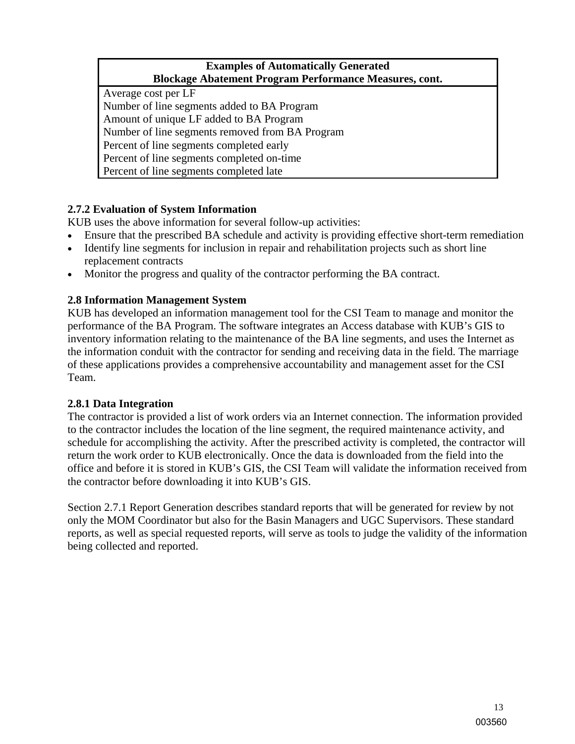| Examples of Automatically Generated Blockage Abatement Program Performance Measures, cont. |
| --- |
| Average cost per LF |
| Number of line segments added to BA Program |
| Amount of unique LF added to BA Program |
| Number of line segments removed from BA Program |
| Percent of line segments completed early |
| Percent of line segments completed on-time |
| Percent of line segments completed late |

### 2.7.2 Evaluation of System Information

KUB uses the above information for several follow-up activities:

- Ensure that the prescribed BA schedule and activity is providing effective short-term remediation
- Identify line segments for inclusion in repair and rehabilitation projects such as short line replacement contracts
- Monitor the progress and quality of the contractor performing the BA contract.

## 2.8 Information Management System

KUB has developed an information management tool for the CSI Team to manage and monitor the performance of the BA Program. The software integrates an Access database with KUB's GIS to inventory information relating to the maintenance of the BA line segments, and uses the Internet as the information conduit with the contractor for sending and receiving data in the field. The marriage of these applications provides a comprehensive accountability and management asset for the CSI Team.

### 2.8.1 Data Integration

The contractor is provided a list of work orders via an Internet connection. The information provided to the contractor includes the location of the line segment, the required maintenance activity, and schedule for accomplishing the activity. After the prescribed activity is completed, the contractor will return the work order to KUB electronically. Once the data is downloaded from the field into the office and before it is stored in KUB's GIS, the CSI Team will validate the information received from the contractor before downloading it into KUB's GIS.

Section 2.7.1 Report Generation describes standard reports that will be generated for review by not only the MOM Coordinator but also for the Basin Managers and UGC Supervisors. These standard reports, as well as special requested reports, will serve as tools to judge the validity of the information being collected and reported.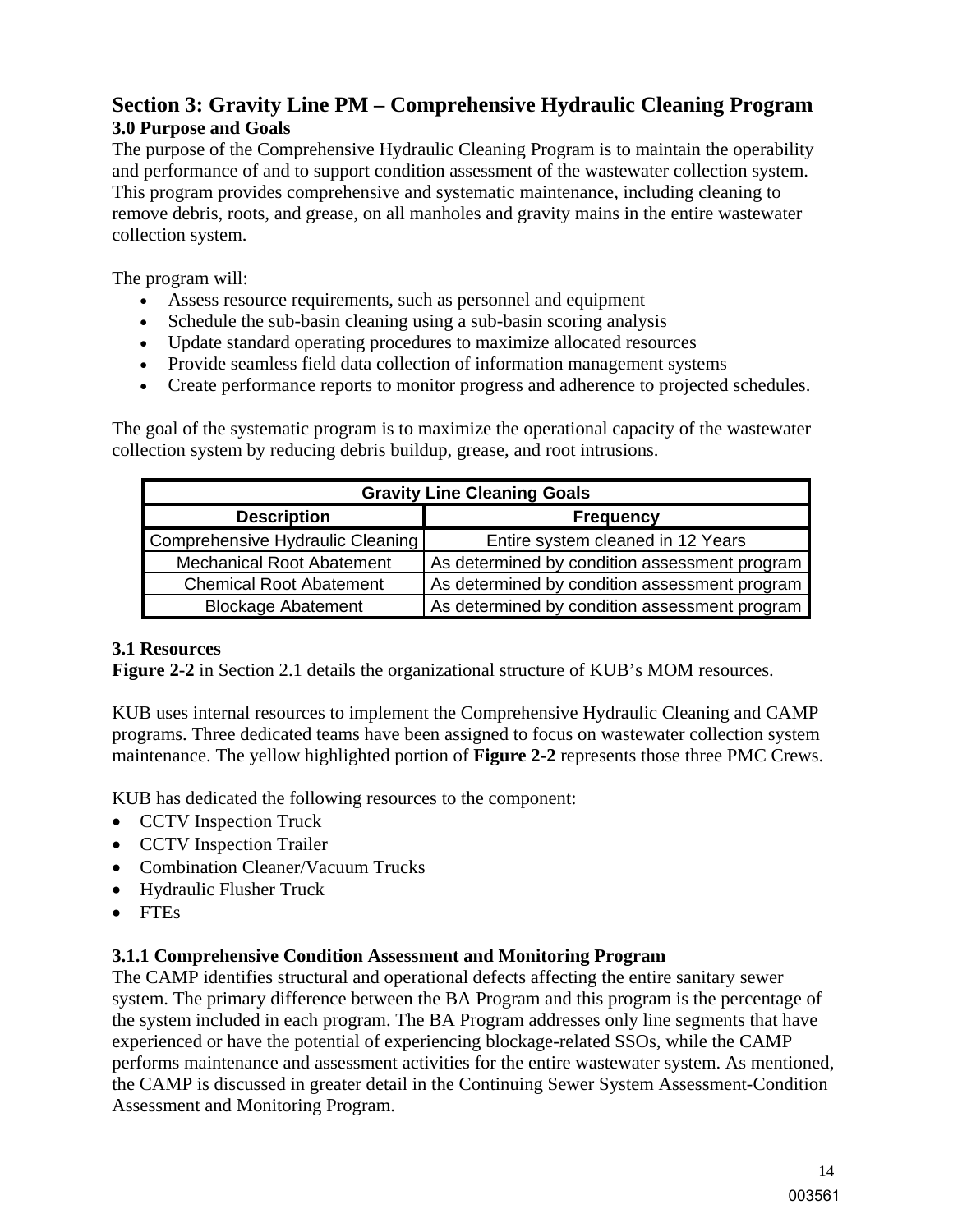## Section 3: Gravity Line PM – Comprehensive Hydraulic Cleaning Program

### 3.0 Purpose and Goals

The purpose of the Comprehensive Hydraulic Cleaning Program is to maintain the operability and performance of and to support condition assessment of the wastewater collection system. This program provides comprehensive and systematic maintenance, including cleaning to remove debris, roots, and grease, on all manholes and gravity mains in the entire wastewater collection system.

The program will:

- Assess resource requirements, such as personnel and equipment
- Schedule the sub-basin cleaning using a sub-basin scoring analysis
- Update standard operating procedures to maximize allocated resources
- Provide seamless field data collection of information management systems
- Create performance reports to monitor progress and adherence to projected schedules.

The goal of the systematic program is to maximize the operational capacity of the wastewater collection system by reducing debris buildup, grease, and root intrusions.

| Gravity Line Cleaning Goals | |
|---|---|
| **Description** | **Frequency** |
| Comprehensive Hydraulic Cleaning | Entire system cleaned in 12 Years |
| Mechanical Root Abatement | As determined by condition assessment program |
| Chemical Root Abatement | As determined by condition assessment program |
| Blockage Abatement | As determined by condition assessment program |

### 3.1 Resources

**Figure 2-2** in Section 2.1 details the organizational structure of KUB's MOM resources.

KUB uses internal resources to implement the Comprehensive Hydraulic Cleaning and CAMP programs. Three dedicated teams have been assigned to focus on wastewater collection system maintenance. The yellow highlighted portion of **Figure 2-2** represents those three PMC Crews.

KUB has dedicated the following resources to the component:

- CCTV Inspection Truck
- CCTV Inspection Trailer
- Combination Cleaner/Vacuum Trucks
- Hydraulic Flusher Truck
- FTEs

#### 3.1.1 Comprehensive Condition Assessment and Monitoring Program

The CAMP identifies structural and operational defects affecting the entire sanitary sewer system. The primary difference between the BA Program and this program is the percentage of the system included in each program. The BA Program addresses only line segments that have experienced or have the potential of experiencing blockage-related SSOs, while the CAMP performs maintenance and assessment activities for the entire wastewater system. As mentioned, the CAMP is discussed in greater detail in the Continuing Sewer System Assessment-Condition Assessment and Monitoring Program.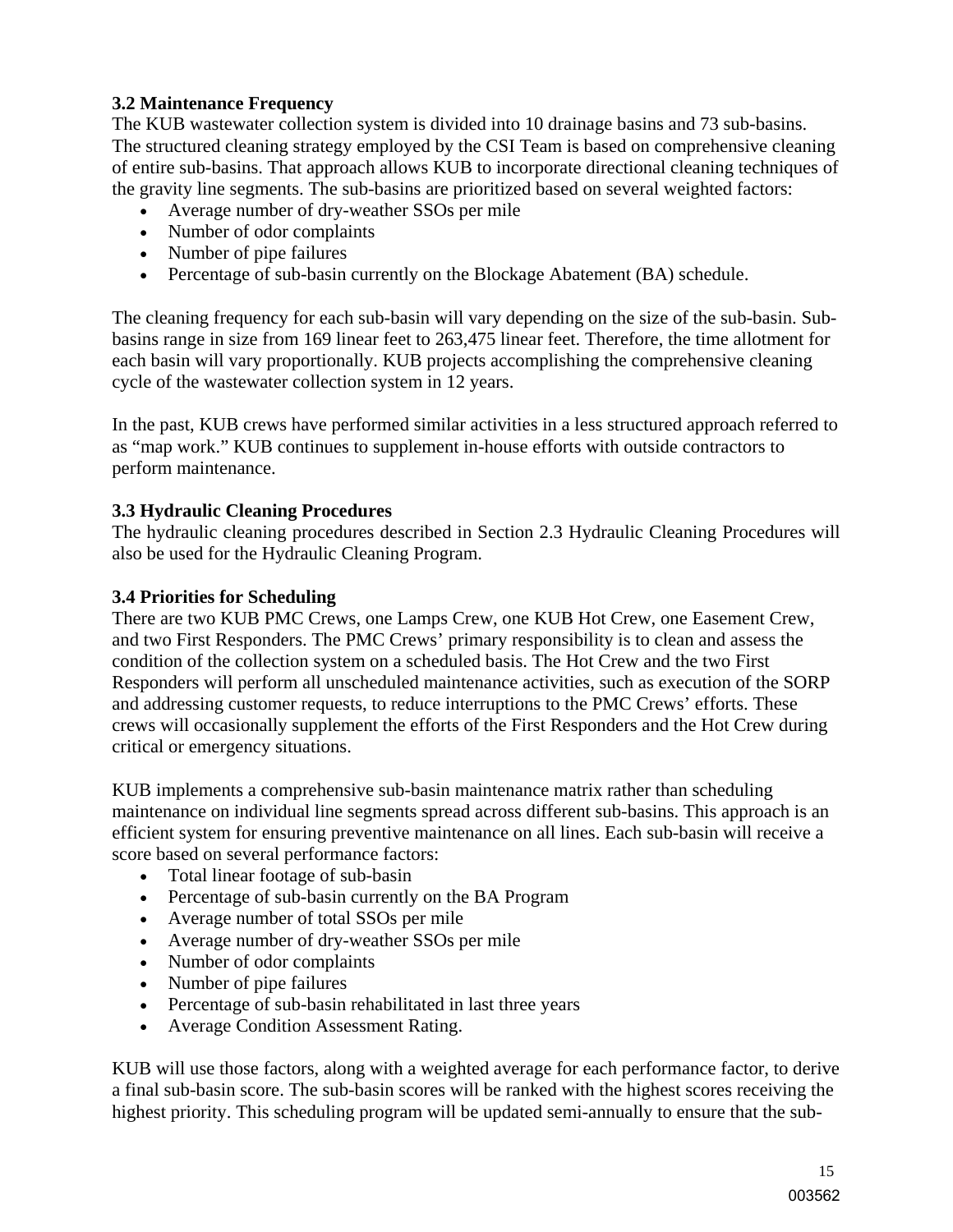**3.2 Maintenance Frequency**

The KUB wastewater collection system is divided into 10 drainage basins and 73 sub-basins. The structured cleaning strategy employed by the CSI Team is based on comprehensive cleaning of entire sub-basins. That approach allows KUB to incorporate directional cleaning techniques of the gravity line segments. The sub-basins are prioritized based on several weighted factors:

- Average number of dry-weather SSOs per mile
- Number of odor complaints
- Number of pipe failures
- Percentage of sub-basin currently on the Blockage Abatement (BA) schedule.

The cleaning frequency for each sub-basin will vary depending on the size of the sub-basin. Sub-basins range in size from 169 linear feet to 263,475 linear feet. Therefore, the time allotment for each basin will vary proportionally. KUB projects accomplishing the comprehensive cleaning cycle of the wastewater collection system in 12 years.

In the past, KUB crews have performed similar activities in a less structured approach referred to as "map work." KUB continues to supplement in-house efforts with outside contractors to perform maintenance.

**3.3 Hydraulic Cleaning Procedures**

The hydraulic cleaning procedures described in Section 2.3 Hydraulic Cleaning Procedures will also be used for the Hydraulic Cleaning Program.

**3.4 Priorities for Scheduling**

There are two KUB PMC Crews, one Lamps Crew, one KUB Hot Crew, one Easement Crew, and two First Responders. The PMC Crews' primary responsibility is to clean and assess the condition of the collection system on a scheduled basis. The Hot Crew and the two First Responders will perform all unscheduled maintenance activities, such as execution of the SORP and addressing customer requests, to reduce interruptions to the PMC Crews' efforts. These crews will occasionally supplement the efforts of the First Responders and the Hot Crew during critical or emergency situations.

KUB implements a comprehensive sub-basin maintenance matrix rather than scheduling maintenance on individual line segments spread across different sub-basins. This approach is an efficient system for ensuring preventive maintenance on all lines. Each sub-basin will receive a score based on several performance factors:

- Total linear footage of sub-basin
- Percentage of sub-basin currently on the BA Program
- Average number of total SSOs per mile
- Average number of dry-weather SSOs per mile
- Number of odor complaints
- Number of pipe failures
- Percentage of sub-basin rehabilitated in last three years
- Average Condition Assessment Rating.

KUB will use those factors, along with a weighted average for each performance factor, to derive a final sub-basin score. The sub-basin scores will be ranked with the highest scores receiving the highest priority. This scheduling program will be updated semi-annually to ensure that the sub-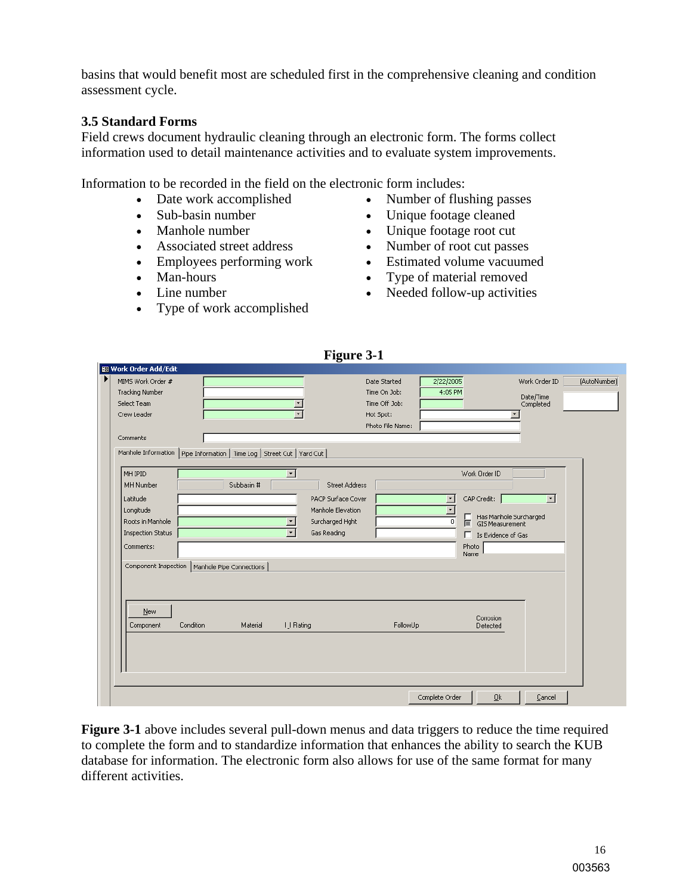basins that would benefit most are scheduled first in the comprehensive cleaning and condition assessment cycle.

### 3.5 Standard Forms

Field crews document hydraulic cleaning through an electronic form. The forms collect information used to detail maintenance activities and to evaluate system improvements.

Information to be recorded in the field on the electronic form includes:

- Date work accomplished
- Sub-basin number
- Manhole number
- Associated street address
- Employees performing work
- Man-hours
- Line number
- Type of work accomplished
- Number of flushing passes
- Unique footage cleaned
- Unique footage root cut
- Number of root cut passes
- Estimated volume vacuumed
- Type of material removed
- Needed follow-up activities

**Figure 3-1**

**Figure 3-1** above includes several pull-down menus and data triggers to reduce the time required to complete the form and to standardize information that enhances the ability to search the KUB database for information. The electronic form also allows for use of the same format for many different activities.

003563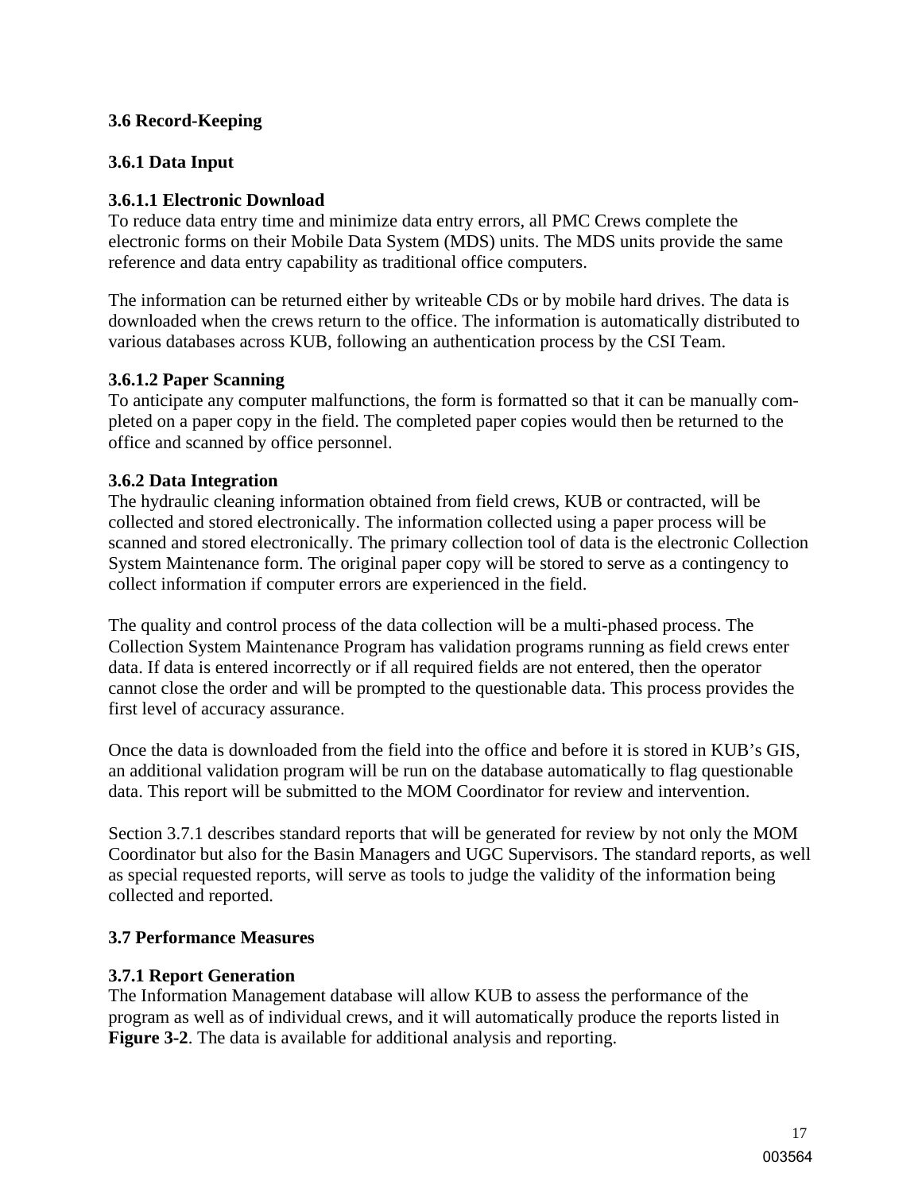### 3.6 Record-Keeping

#### 3.6.1 Data Input

##### 3.6.1.1 Electronic Download

To reduce data entry time and minimize data entry errors, all PMC Crews complete the electronic forms on their Mobile Data System (MDS) units. The MDS units provide the same reference and data entry capability as traditional office computers.

The information can be returned either by writeable CDs or by mobile hard drives. The data is downloaded when the crews return to the office. The information is automatically distributed to various databases across KUB, following an authentication process by the CSI Team.

##### 3.6.1.2 Paper Scanning

To anticipate any computer malfunctions, the form is formatted so that it can be manually completed on a paper copy in the field. The completed paper copies would then be returned to the office and scanned by office personnel.

#### 3.6.2 Data Integration

The hydraulic cleaning information obtained from field crews, KUB or contracted, will be collected and stored electronically. The information collected using a paper process will be scanned and stored electronically. The primary collection tool of data is the electronic Collection System Maintenance form. The original paper copy will be stored to serve as a contingency to collect information if computer errors are experienced in the field.

The quality and control process of the data collection will be a multi-phased process. The Collection System Maintenance Program has validation programs running as field crews enter data. If data is entered incorrectly or if all required fields are not entered, then the operator cannot close the order and will be prompted to the questionable data. This process provides the first level of accuracy assurance.

Once the data is downloaded from the field into the office and before it is stored in KUB's GIS, an additional validation program will be run on the database automatically to flag questionable data. This report will be submitted to the MOM Coordinator for review and intervention.

Section 3.7.1 describes standard reports that will be generated for review by not only the MOM Coordinator but also for the Basin Managers and UGC Supervisors. The standard reports, as well as special requested reports, will serve as tools to judge the validity of the information being collected and reported.

### 3.7 Performance Measures

#### 3.7.1 Report Generation

The Information Management database will allow KUB to assess the performance of the program as well as of individual crews, and it will automatically produce the reports listed in **Figure 3-2**. The data is available for additional analysis and reporting.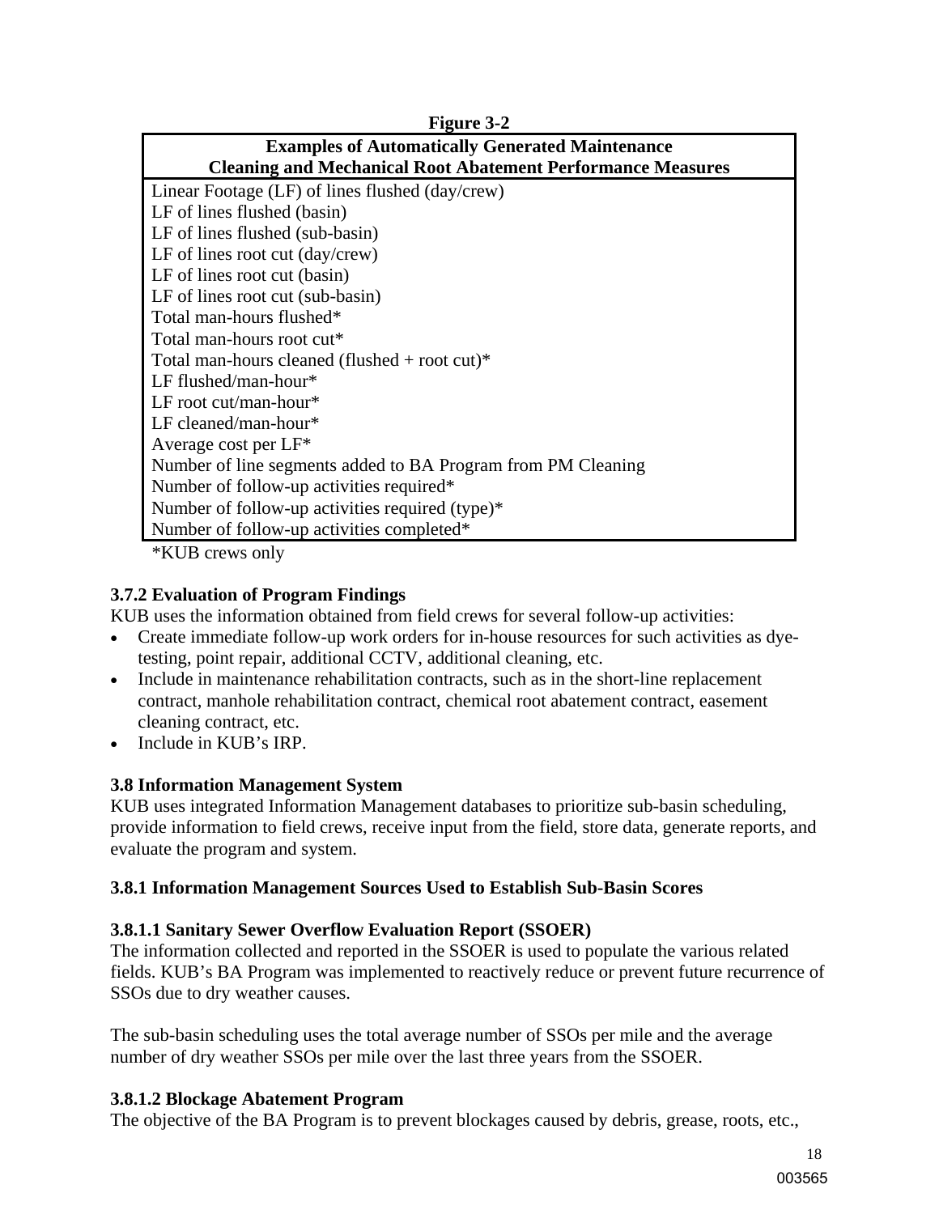**Figure 3-2**

| Examples of Automatically Generated Maintenance Cleaning and Mechanical Root Abatement Performance Measures |
|---|
| Linear Footage (LF) of lines flushed (day/crew) |
| LF of lines flushed (basin) |
| LF of lines flushed (sub-basin) |
| LF of lines root cut (day/crew) |
| LF of lines root cut (basin) |
| LF of lines root cut (sub-basin) |
| Total man-hours flushed* |
| Total man-hours root cut* |
| Total man-hours cleaned (flushed + root cut)* |
| LF flushed/man-hour* |
| LF root cut/man-hour* |
| LF cleaned/man-hour* |
| Average cost per LF* |
| Number of line segments added to BA Program from PM Cleaning |
| Number of follow-up activities required* |
| Number of follow-up activities required (type)* |
| Number of follow-up activities completed* |

*KUB crews only

### 3.7.2 Evaluation of Program Findings

KUB uses the information obtained from field crews for several follow-up activities:

- Create immediate follow-up work orders for in-house resources for such activities as dye-testing, point repair, additional CCTV, additional cleaning, etc.
- Include in maintenance rehabilitation contracts, such as in the short-line replacement contract, manhole rehabilitation contract, chemical root abatement contract, easement cleaning contract, etc.
- Include in KUB's IRP.

## 3.8 Information Management System

KUB uses integrated Information Management databases to prioritize sub-basin scheduling, provide information to field crews, receive input from the field, store data, generate reports, and evaluate the program and system.

### 3.8.1 Information Management Sources Used to Establish Sub-Basin Scores

#### 3.8.1.1 Sanitary Sewer Overflow Evaluation Report (SSOER)

The information collected and reported in the SSOER is used to populate the various related fields. KUB's BA Program was implemented to reactively reduce or prevent future recurrence of SSOs due to dry weather causes.

The sub-basin scheduling uses the total average number of SSOs per mile and the average number of dry weather SSOs per mile over the last three years from the SSOER.

#### 3.8.1.2 Blockage Abatement Program

The objective of the BA Program is to prevent blockages caused by debris, grease, roots, etc.,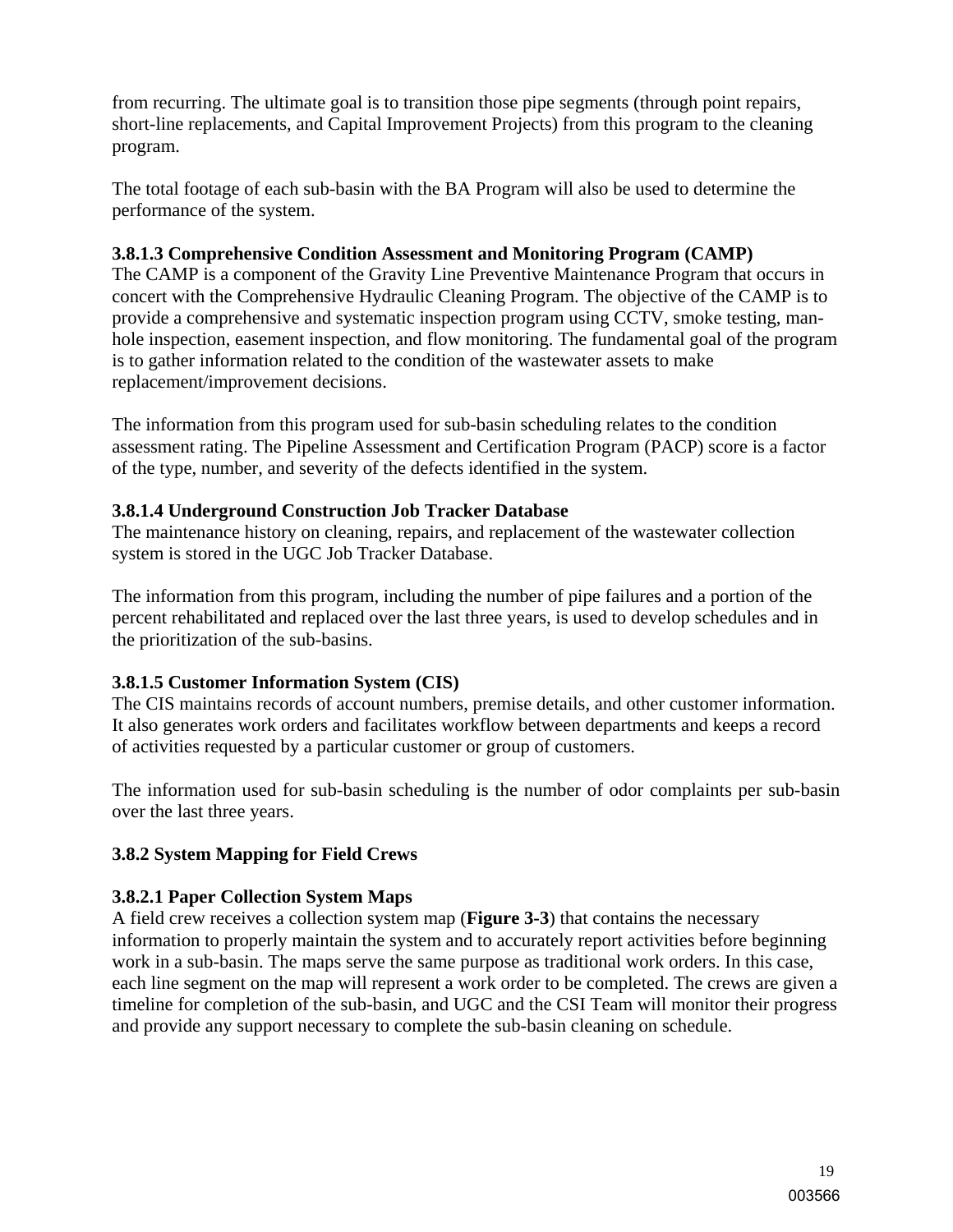from recurring. The ultimate goal is to transition those pipe segments (through point repairs, short-line replacements, and Capital Improvement Projects) from this program to the cleaning program.

The total footage of each sub-basin with the BA Program will also be used to determine the performance of the system.

#### 3.8.1.3 Comprehensive Condition Assessment and Monitoring Program (CAMP)

The CAMP is a component of the Gravity Line Preventive Maintenance Program that occurs in concert with the Comprehensive Hydraulic Cleaning Program. The objective of the CAMP is to provide a comprehensive and systematic inspection program using CCTV, smoke testing, man-hole inspection, easement inspection, and flow monitoring. The fundamental goal of the program is to gather information related to the condition of the wastewater assets to make replacement/improvement decisions.

The information from this program used for sub-basin scheduling relates to the condition assessment rating. The Pipeline Assessment and Certification Program (PACP) score is a factor of the type, number, and severity of the defects identified in the system.

#### 3.8.1.4 Underground Construction Job Tracker Database

The maintenance history on cleaning, repairs, and replacement of the wastewater collection system is stored in the UGC Job Tracker Database.

The information from this program, including the number of pipe failures and a portion of the percent rehabilitated and replaced over the last three years, is used to develop schedules and in the prioritization of the sub-basins.

#### 3.8.1.5 Customer Information System (CIS)

The CIS maintains records of account numbers, premise details, and other customer information. It also generates work orders and facilitates workflow between departments and keeps a record of activities requested by a particular customer or group of customers.

The information used for sub-basin scheduling is the number of odor complaints per sub-basin over the last three years.

### 3.8.2 System Mapping for Field Crews

#### 3.8.2.1 Paper Collection System Maps

A field crew receives a collection system map (**Figure 3-3**) that contains the necessary information to properly maintain the system and to accurately report activities before beginning work in a sub-basin. The maps serve the same purpose as traditional work orders. In this case, each line segment on the map will represent a work order to be completed. The crews are given a timeline for completion of the sub-basin, and UGC and the CSI Team will monitor their progress and provide any support necessary to complete the sub-basin cleaning on schedule.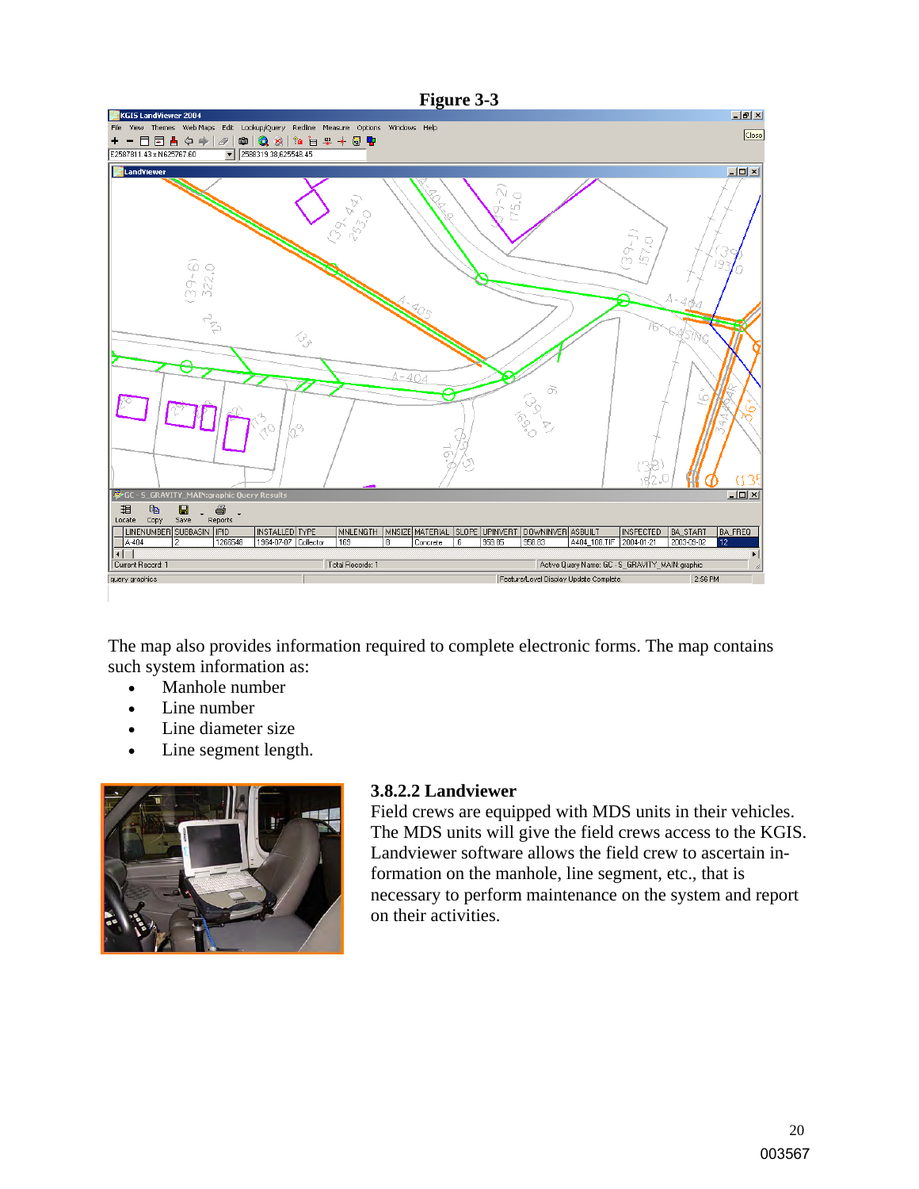**Figure 3-3**

The map also provides information required to complete electronic forms. The map contains such system information as:

- Manhole number
- Line number
- Line diameter size
- Line segment length.

### 3.8.2.2 Landviewer

Field crews are equipped with MDS units in their vehicles. The MDS units will give the field crews access to the KGIS. Landviewer software allows the field crew to ascertain information on the manhole, line segment, etc., that is necessary to perform maintenance on the system and report on their activities.

003567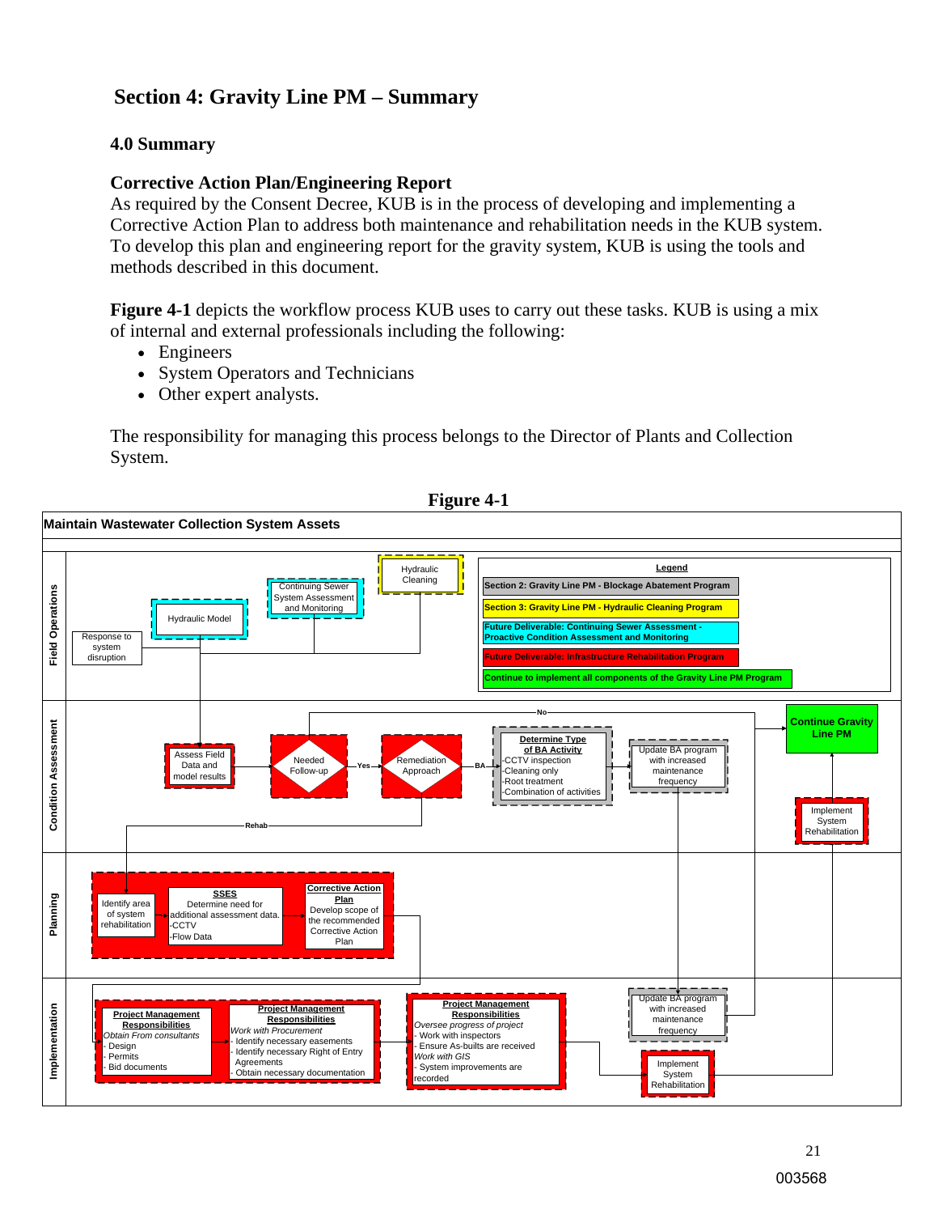# Section 4: Gravity Line PM – Summary

## 4.0 Summary

### Corrective Action Plan/Engineering Report

As required by the Consent Decree, KUB is in the process of developing and implementing a Corrective Action Plan to address both maintenance and rehabilitation needs in the KUB system. To develop this plan and engineering report for the gravity system, KUB is using the tools and methods described in this document.

**Figure 4-1** depicts the workflow process KUB uses to carry out these tasks. KUB is using a mix of internal and external professionals including the following:

- Engineers
- System Operators and Technicians
- Other expert analysts.

The responsibility for managing this process belongs to the Director of Plants and Collection System.

**Figure 4-1**

Maintain Wastewater Collection System Assets

Field Operations

Response to system disruption

Hydraulic Model

Continuing Sewer System Assessment and Monitoring

Hydraulic Cleaning

Legend

Section 2: Gravity Line PM - Blockage Abatement Program

Section 3: Gravity Line PM - Hydraulic Cleaning Program

Future Deliverable: Continuing Sewer Assessment - Proactive Condition Assessment and Monitoring

Future Deliverable: Infrastructure Rehabilitation Program

Continue to implement all components of the Gravity Line PM Program

Condition Assessment

Assess Field Data and model results

Needed Follow-up

Yes

No

Remediation Approach

BA

Rehab

Determine Type of BA Activity
-CCTV inspection
-Cleaning only
-Root treatment
-Combination of activities

Update BA program with increased maintenance frequency

Continue Gravity Line PM

Implement System Rehabilitation

Planning

Identify area of system rehabilitation

SSES
Determine need for additional assessment data.
-CCTV
-Flow Data

Corrective Action Plan
Develop scope of the recommended Corrective Action Plan

Implementation

Project Management Responsibilities
Obtain From consultants
- Design
- Permits
- Bid documents

Project Management Responsibilities
Work with Procurement
- Identify necessary easements
- Identify necessary Right of Entry Agreements
- Obtain necessary documentation

Project Management Responsibilities
Oversee progress of project
- Work with inspectors
- Ensure As-builts are received
Work with GIS
- System improvements are recorded

Update BA program with increased maintenance frequency

Implement System Rehabilitation

003568